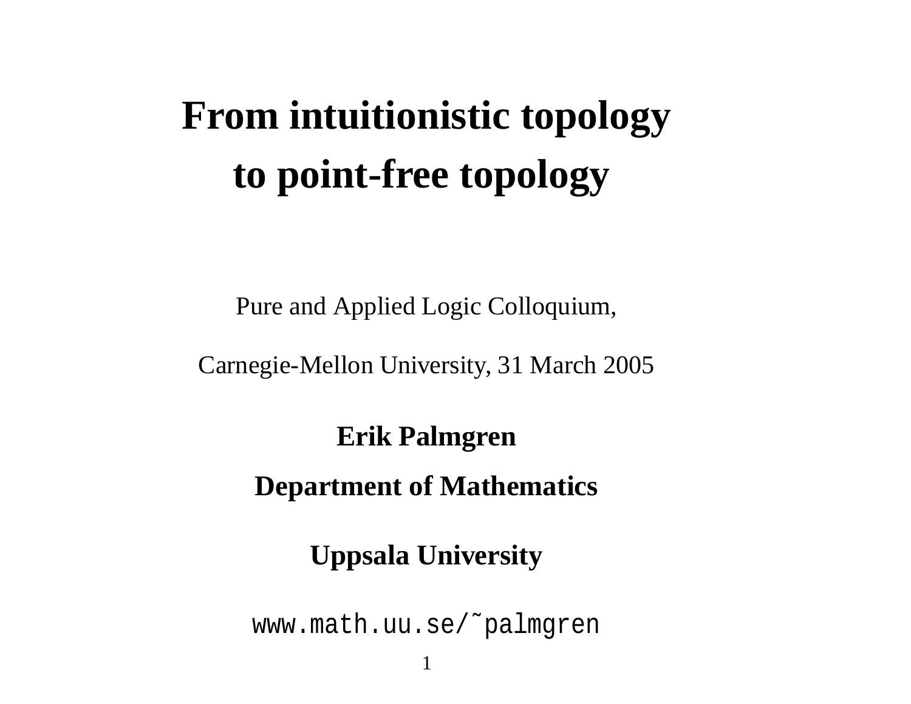# From intuitionistic topology to point-free topology

Pure and Applied Logic Colloquium,

Carnegie-Mellon University, 31 March 2005

**Erik Palmgren**

**Department of Mathematics**

**Uppsala University**

`www.math.uu.se/~palmgren`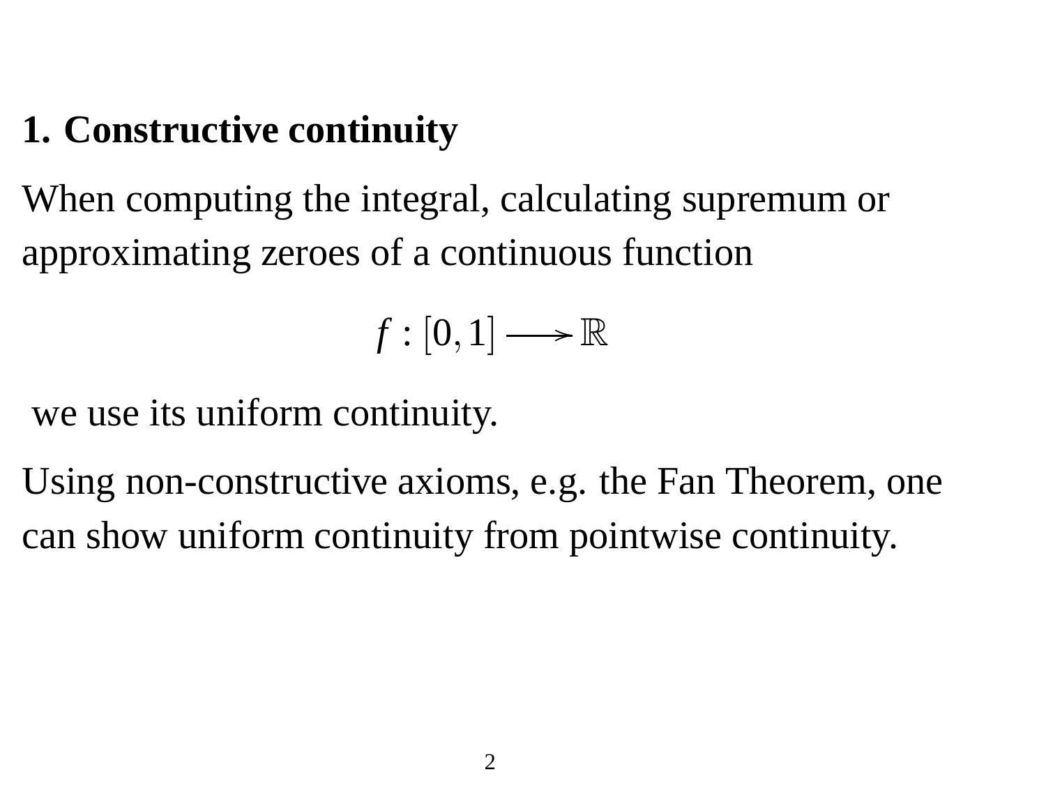## 1. Constructive continuity

When computing the integral, calculating supremum or approximating zeroes of a continuous function

$$f : [0,1] \longrightarrow \mathbb{R}$$

we use its uniform continuity.

Using non-constructive axioms, e.g. the Fan Theorem, one can show uniform continuity from pointwise continuity.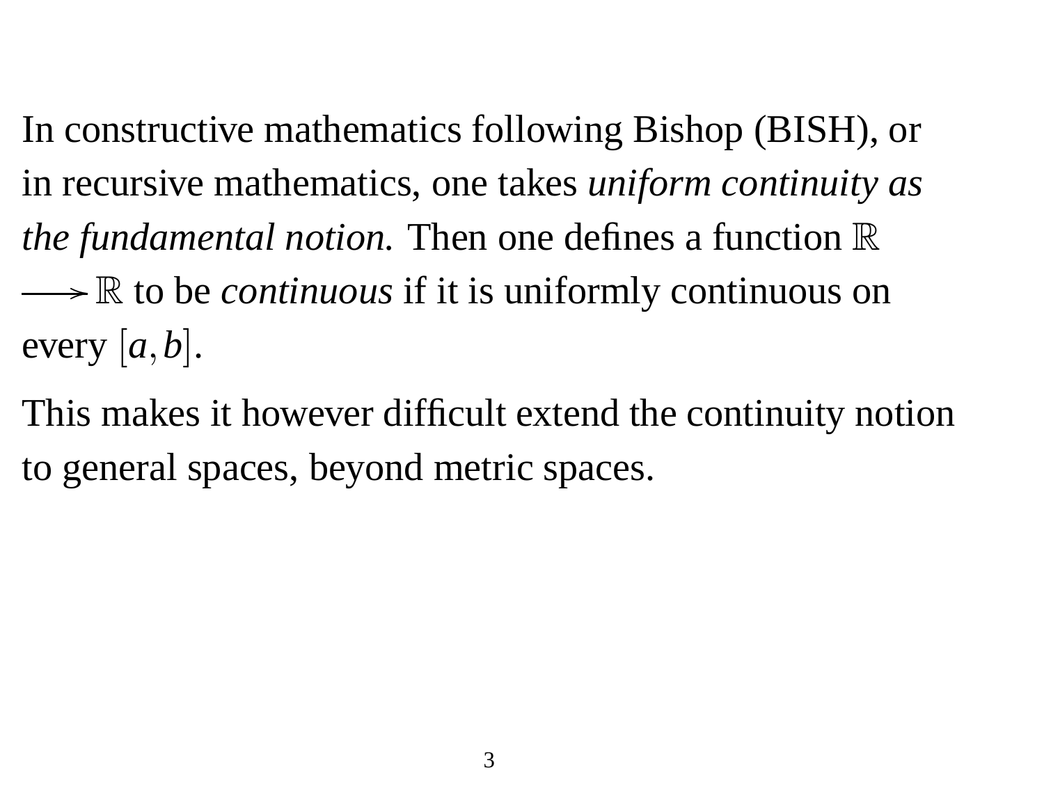In constructive mathematics following Bishop (BISH), or in recursive mathematics, one takes *uniform continuity as the fundamental notion.* Then one defines a function $\mathbb{R} \longrightarrow \mathbb{R}$ to be *continuous* if it is uniformly continuous on every $[a,b]$.

This makes it however difficult extend the continuity notion to general spaces, beyond metric spaces.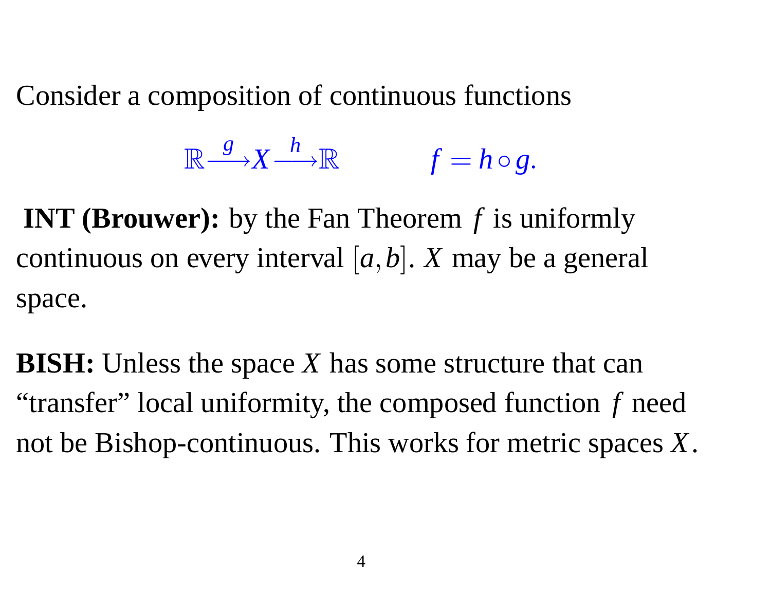Consider a composition of continuous functions

$$\mathbb{R} \xrightarrow{g} X \xrightarrow{h} \mathbb{R} \qquad\qquad f = h \circ g.$$

**INT (Brouwer):** by the Fan Theorem $f$ is uniformly continuous on every interval $[a,b]$. $X$ may be a general space.

**BISH:** Unless the space $X$ has some structure that can "transfer" local uniformity, the composed function $f$ need not be Bishop-continuous. This works for metric spaces $X$.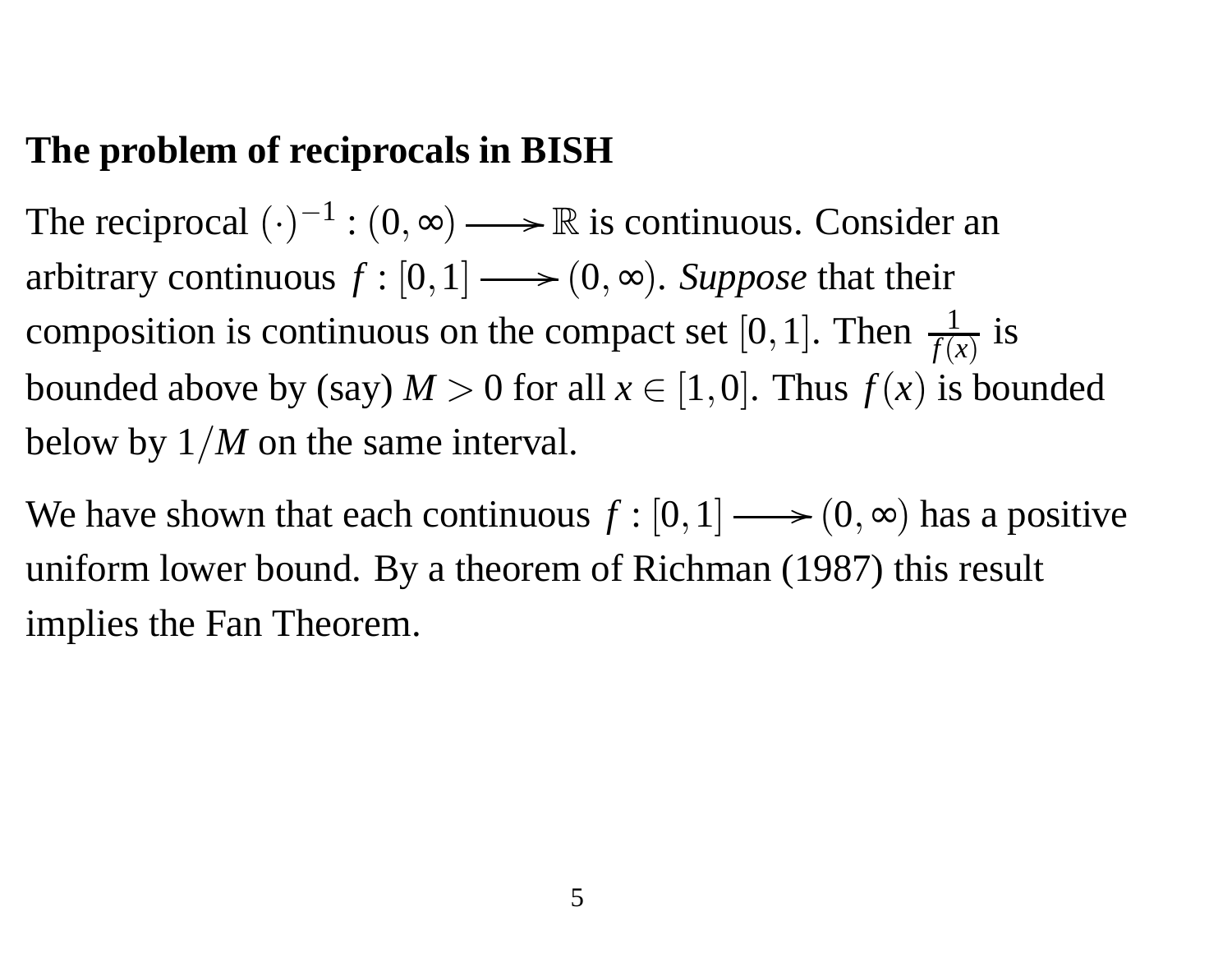**The problem of reciprocals in BISH**

The reciprocal $(\cdot)^{-1} : (0,\infty) \longrightarrow \mathbb{R}$ is continuous. Consider an arbitrary continuous $f : [0,1] \longrightarrow (0,\infty)$. *Suppose* that their composition is continuous on the compact set $[0,1]$. Then $\frac{1}{f(x)}$ is bounded above by (say) $M > 0$ for all $x \in [1,0]$. Thus $f(x)$ is bounded below by $1/M$ on the same interval.

We have shown that each continuous $f : [0,1] \longrightarrow (0,\infty)$ has a positive uniform lower bound. By a theorem of Richman (1987) this result implies the Fan Theorem.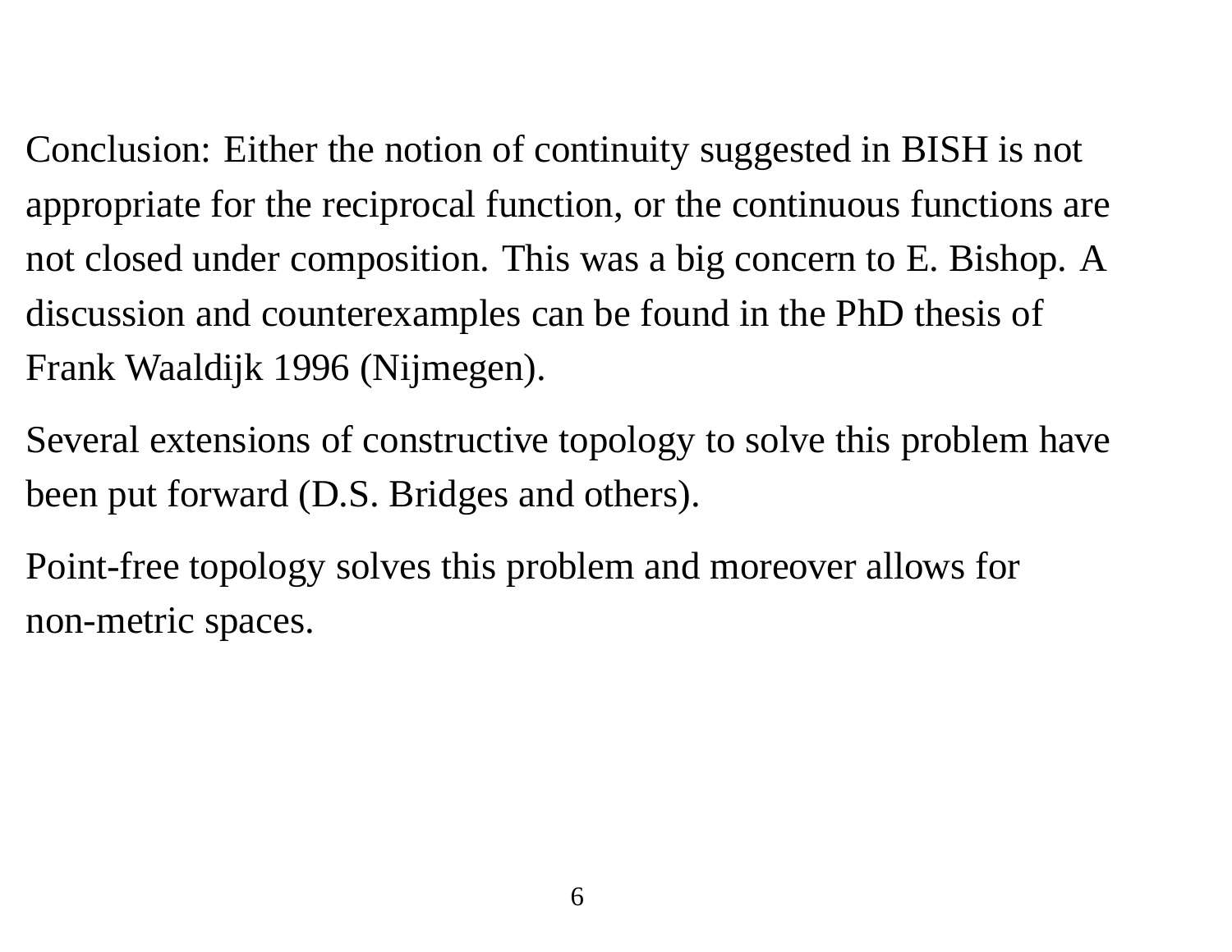Conclusion: Either the notion of continuity suggested in BISH is not appropriate for the reciprocal function, or the continuous functions are not closed under composition. This was a big concern to E. Bishop. A discussion and counterexamples can be found in the PhD thesis of Frank Waaldijk 1996 (Nijmegen).

Several extensions of constructive topology to solve this problem have been put forward (D.S. Bridges and others).

Point-free topology solves this problem and moreover allows for non-metric spaces.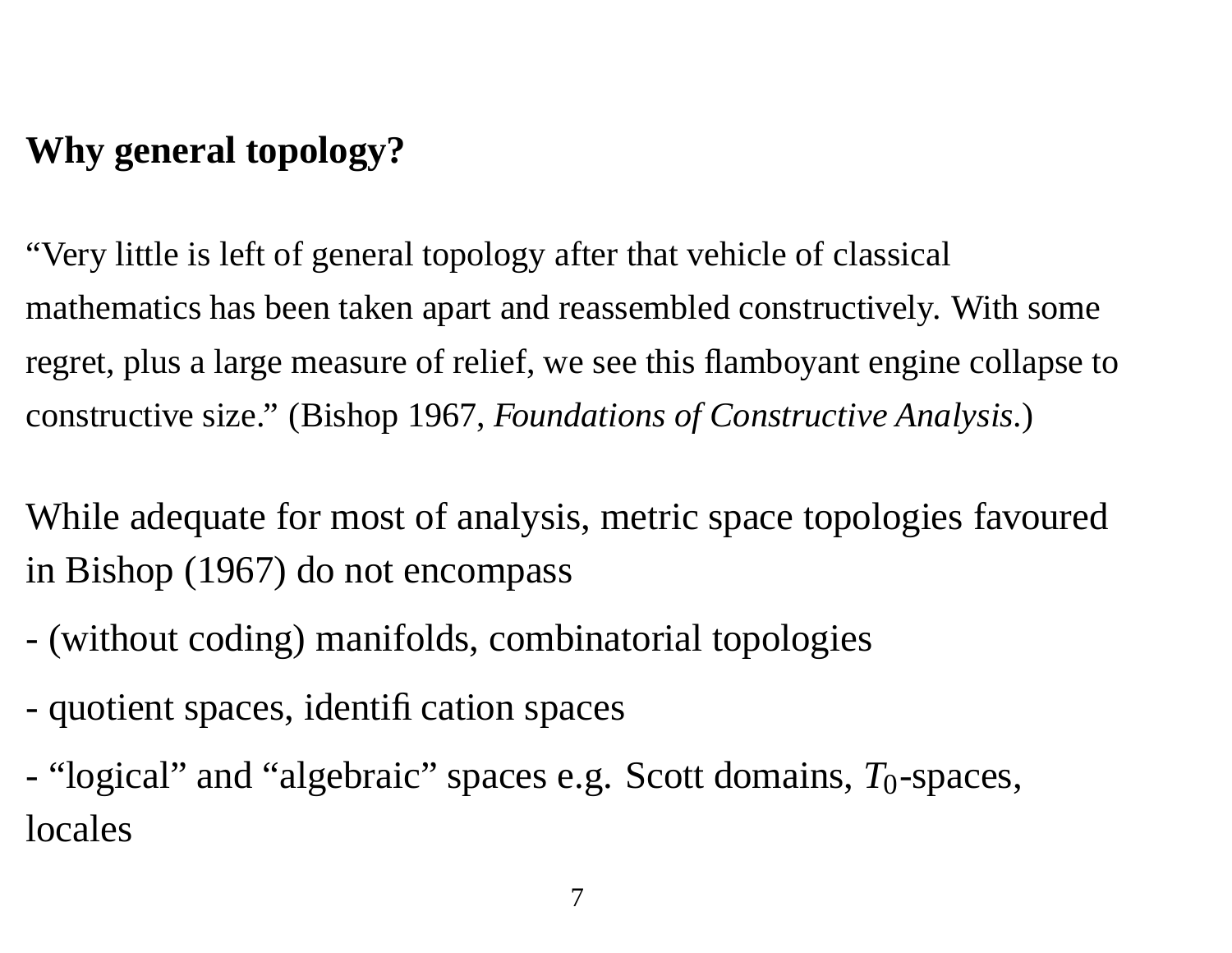## Why general topology?

"Very little is left of general topology after that vehicle of classical mathematics has been taken apart and reassembled constructively. With some regret, plus a large measure of relief, we see this flamboyant engine collapse to constructive size." (Bishop 1967, *Foundations of Constructive Analysis*.)

While adequate for most of analysis, metric space topologies favoured in Bishop (1967) do not encompass

- (without coding) manifolds, combinatorial topologies
- quotient spaces, identification spaces
- "logical" and "algebraic" spaces e.g. Scott domains, $T_0$-spaces, locales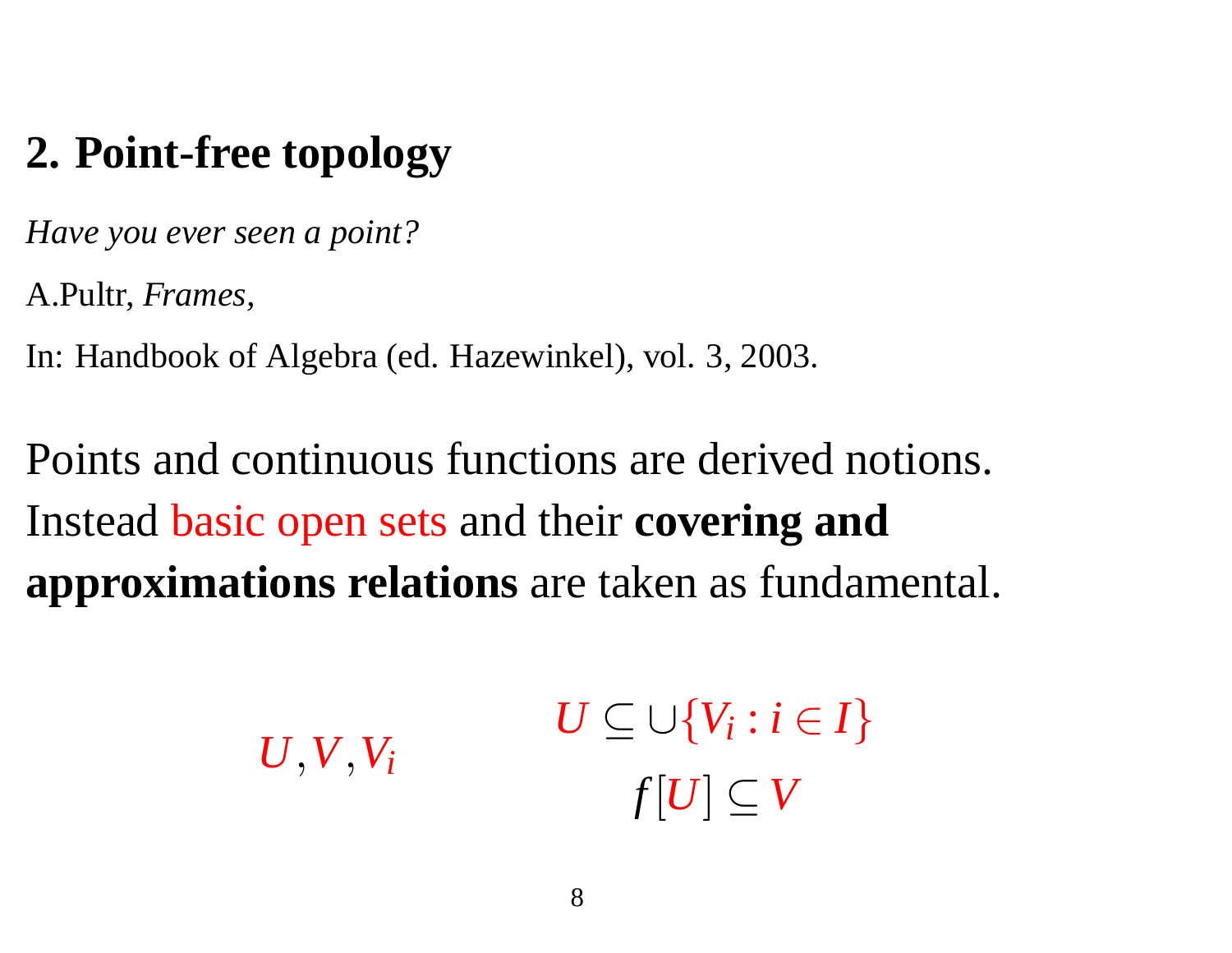## 2. Point-free topology

*Have you ever seen a point?*

A.Pultr, *Frames,*

In: Handbook of Algebra (ed. Hazewinkel), vol. 3, 2003.

Points and continuous functions are derived notions. Instead basic open sets and their **covering and approximations relations** are taken as fundamental.

$U, V, V_i$

$$U \subseteq \cup\{V_i : i \in I\}$$

$$f[U] \subseteq V$$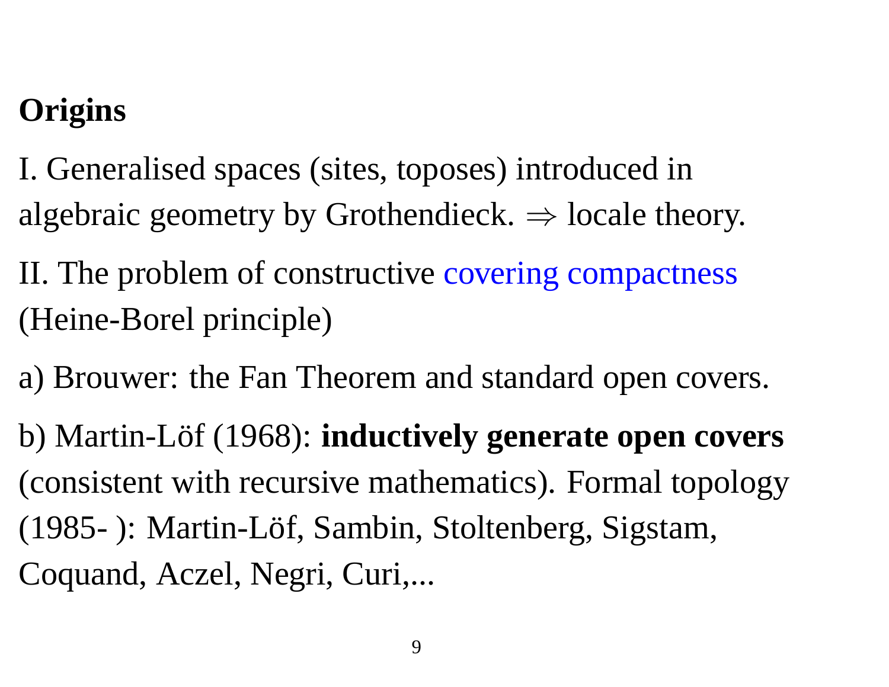## Origins

I. Generalised spaces (sites, toposes) introduced in algebraic geometry by Grothendieck. $\Rightarrow$ locale theory.

II. The problem of constructive covering compactness (Heine-Borel principle)

a) Brouwer: the Fan Theorem and standard open covers.

b) Martin-Löf (1968): **inductively generate open covers** (consistent with recursive mathematics). Formal topology (1985- ): Martin-Löf, Sambin, Stoltenberg, Sigstam, Coquand, Aczel, Negri, Curi,...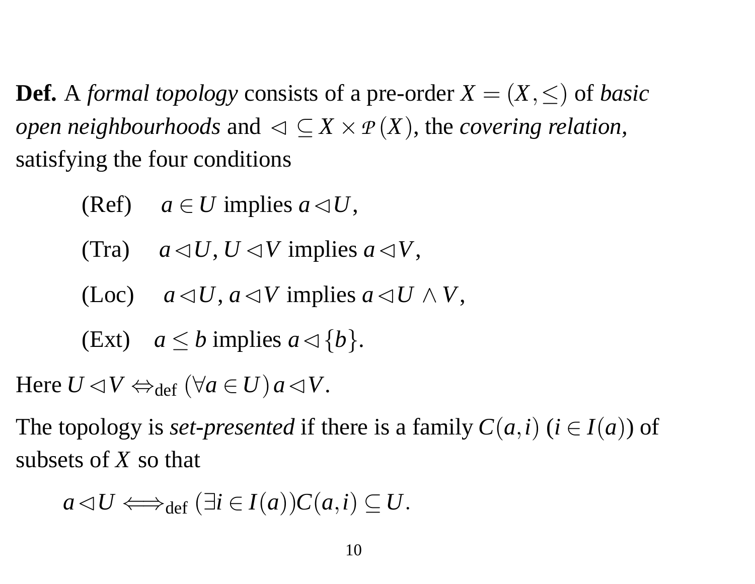**Def.** A *formal topology* consists of a pre-order $X = (X, \leq)$ of *basic open neighbourhoods* and $\lhd \subseteq X \times \mathcal{P}(X)$, the *covering relation*, satisfying the four conditions

(Ref) $a \in U$ implies $a \lhd U$,

(Tra) $a \lhd U, U \lhd V$ implies $a \lhd V$,

(Loc) $a \lhd U, a \lhd V$ implies $a \lhd U \wedge V$,

(Ext) $a \leq b$ implies $a \lhd \{b\}$.

Here $U \lhd V \Leftrightarrow_{\text{def}} (\forall a \in U)\, a \lhd V$.

The topology is *set-presented* if there is a family $C(a,i)$ ($i \in I(a)$) of subsets of $X$ so that

$$a \lhd U \Longleftrightarrow_{\text{def}} (\exists i \in I(a)) C(a,i) \subseteq U.$$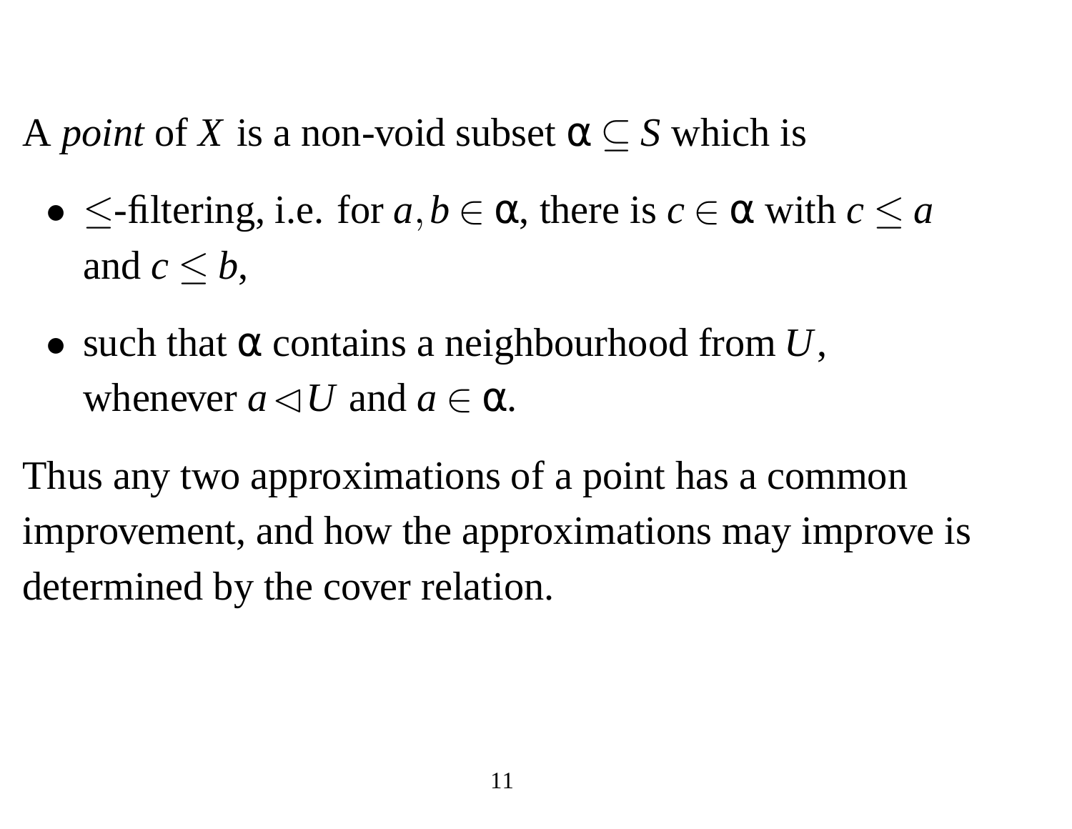A *point* of $X$ is a non-void subset $\alpha \subseteq S$ which is

- $\leq$-filtering, i.e. for $a, b \in \alpha$, there is $c \in \alpha$ with $c \leq a$ and $c \leq b$,
- such that $\alpha$ contains a neighbourhood from $U$, whenever $a \lhd U$ and $a \in \alpha$.

Thus any two approximations of a point has a common improvement, and how the approximations may improve is determined by the cover relation.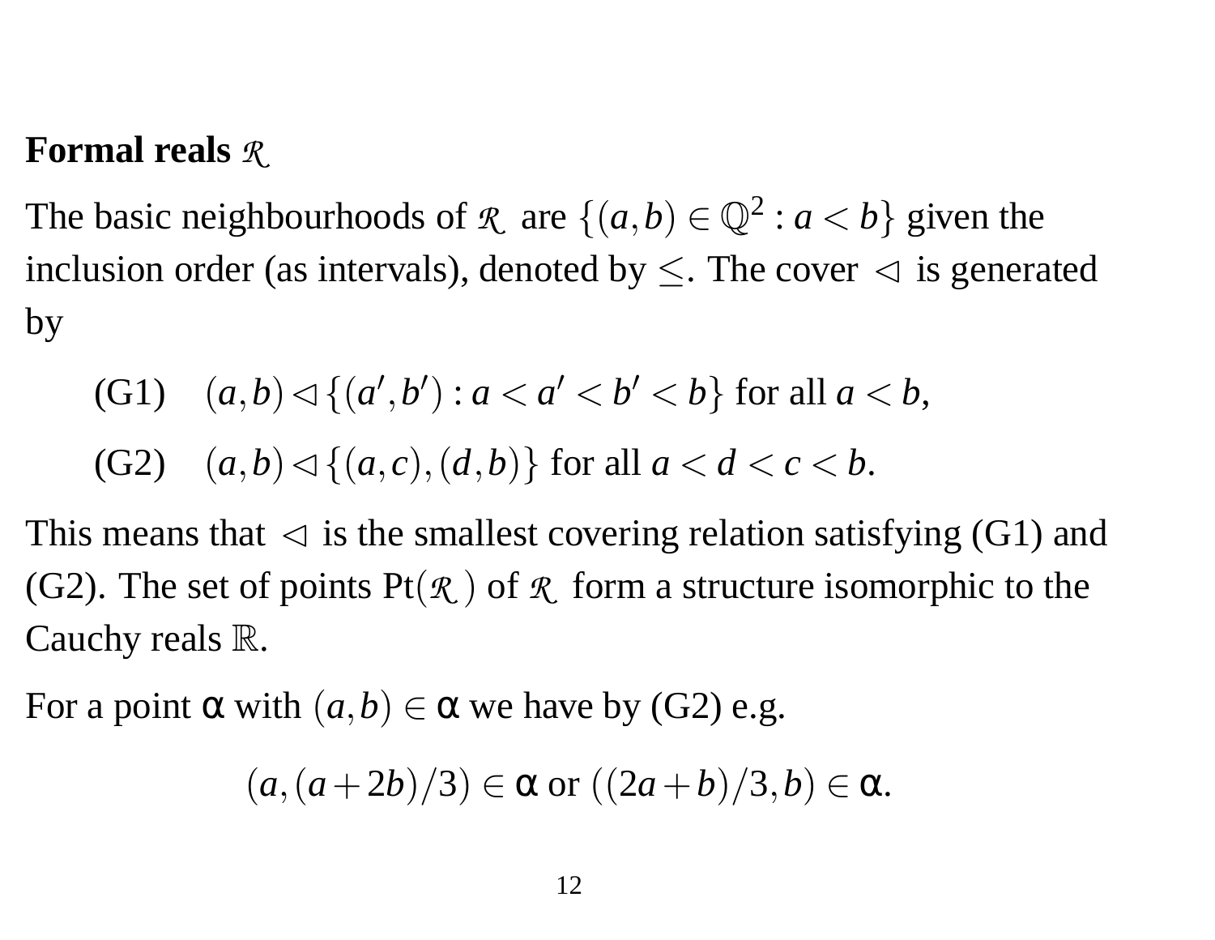**Formal reals $\mathcal{R}$**

The basic neighbourhoods of $\mathcal{R}$ are $\{(a,b) \in \mathbb{Q}^2 : a < b\}$ given the inclusion order (as intervals), denoted by $\leq$. The cover $\lhd$ is generated by

(G1) $\quad (a,b) \lhd \{(a',b') : a < a' < b' < b\}$ for all $a < b$,

(G2) $\quad (a,b) \lhd \{(a,c),(d,b)\}$ for all $a < d < c < b$.

This means that $\lhd$ is the smallest covering relation satisfying (G1) and (G2). The set of points $\mathrm{Pt}(\mathcal{R})$ of $\mathcal{R}$ form a structure isomorphic to the Cauchy reals $\mathbb{R}$.

For a point $\alpha$ with $(a,b) \in \alpha$ we have by (G2) e.g.

$$(a,(a+2b)/3) \in \alpha \text{ or } ((2a+b)/3,b) \in \alpha.$$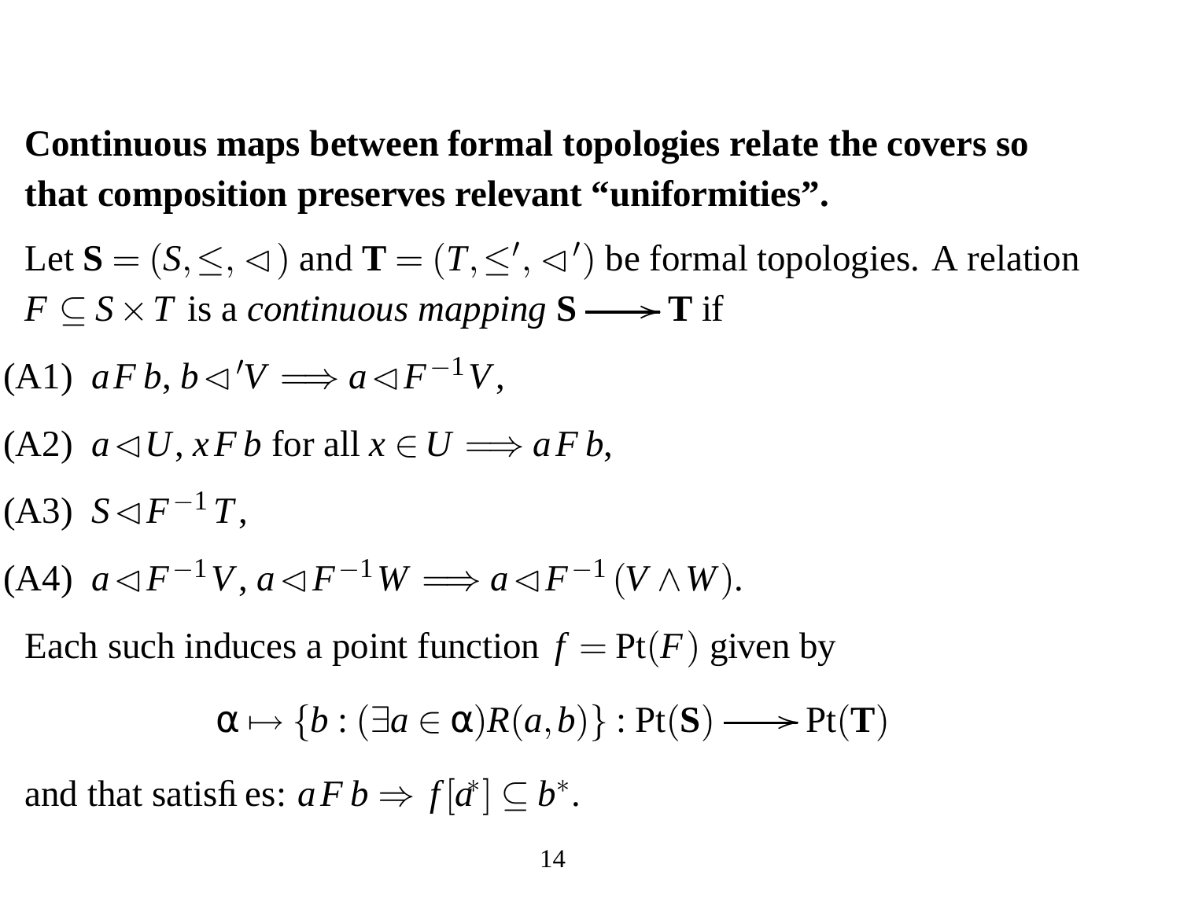**Continuous maps between formal topologies relate the covers so that composition preserves relevant "uniformities".**

Let $\mathbf{S} = (S, \leq, \lhd)$ and $\mathbf{T} = (T, \leq', \lhd')$ be formal topologies. A relation $F \subseteq S \times T$ is a *continuous mapping* $\mathbf{S} \longrightarrow \mathbf{T}$ if

(A1) $a F b, b \lhd' V \Longrightarrow a \lhd F^{-1} V$,

(A2) $a \lhd U, x F b$ for all $x \in U \Longrightarrow a F b$,

(A3) $S \lhd F^{-1} T$,

(A4) $a \lhd F^{-1} V, a \lhd F^{-1} W \Longrightarrow a \lhd F^{-1}(V \wedge W)$.

Each such induces a point function $f = \mathrm{Pt}(F)$ given by

$$\alpha \mapsto \{b : (\exists a \in \alpha) R(a,b)\} : \mathrm{Pt}(\mathbf{S}) \longrightarrow \mathrm{Pt}(\mathbf{T})$$

and that satisfies: $a F b \Rightarrow f[a^*] \subseteq b^*$.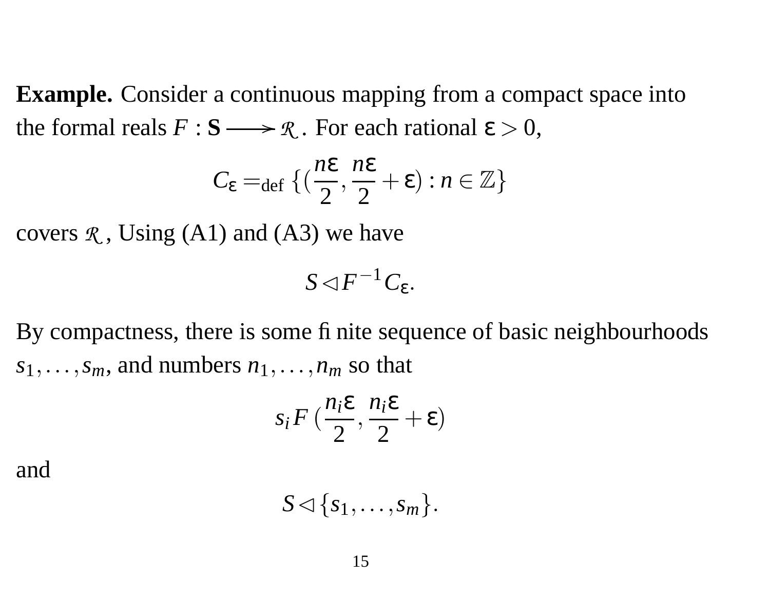**Example.** Consider a continuous mapping from a compact space into the formal reals $F : \mathbf{S} \longrightarrow \mathcal{R}$. For each rational $\varepsilon > 0$,

$$C_\varepsilon =_{\text{def}} \{(\frac{n\varepsilon}{2}, \frac{n\varepsilon}{2} + \varepsilon) : n \in \mathbb{Z}\}$$

covers $\mathcal{R}$, Using (A1) and (A3) we have

$$S \lhd F^{-1} C_\varepsilon.$$

By compactness, there is some finite sequence of basic neighbourhoods $s_1, \ldots, s_m$, and numbers $n_1, \ldots, n_m$ so that

$$s_i F \, (\frac{n_i\varepsilon}{2}, \frac{n_i\varepsilon}{2} + \varepsilon)$$

and

$$S \lhd \{s_1, \ldots, s_m\}.$$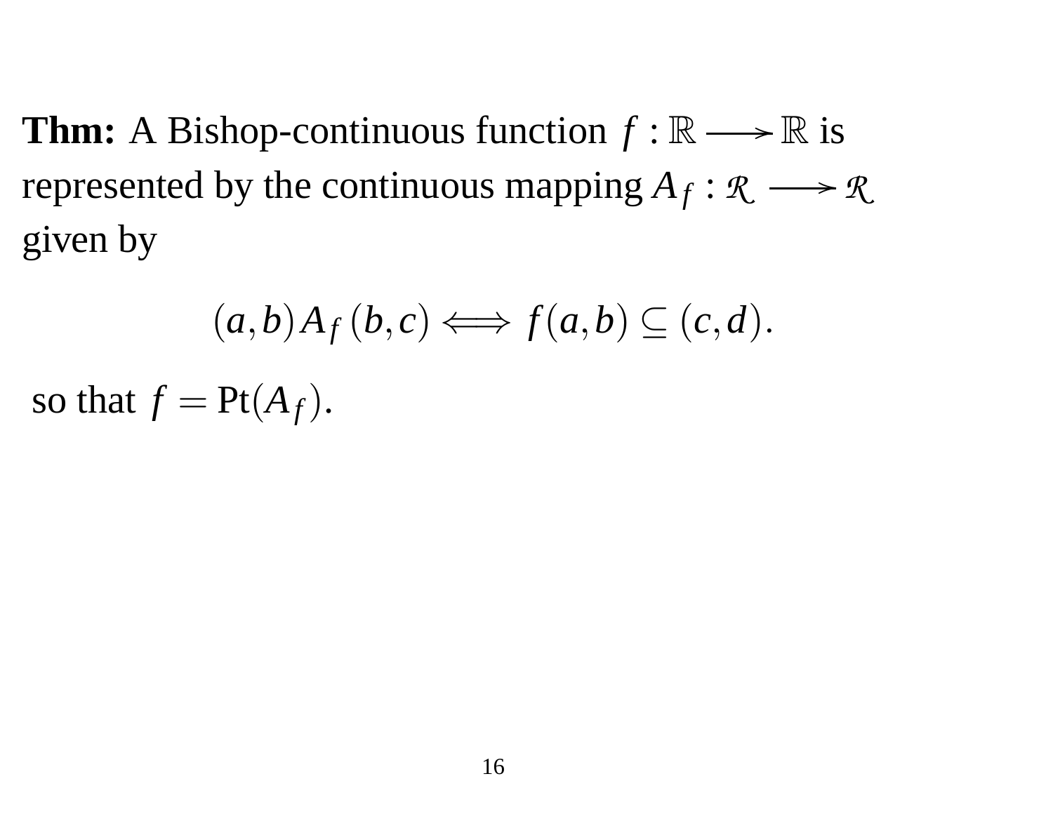**Thm:** A Bishop-continuous function $f : \mathbb{R} \longrightarrow \mathbb{R}$ is represented by the continuous mapping $A_f : \mathcal{R} \longrightarrow \mathcal{R}$ given by

$$(a,b) A_f (b,c) \iff f(a,b) \subseteq (c,d).$$

so that $f = \mathrm{Pt}(A_f)$.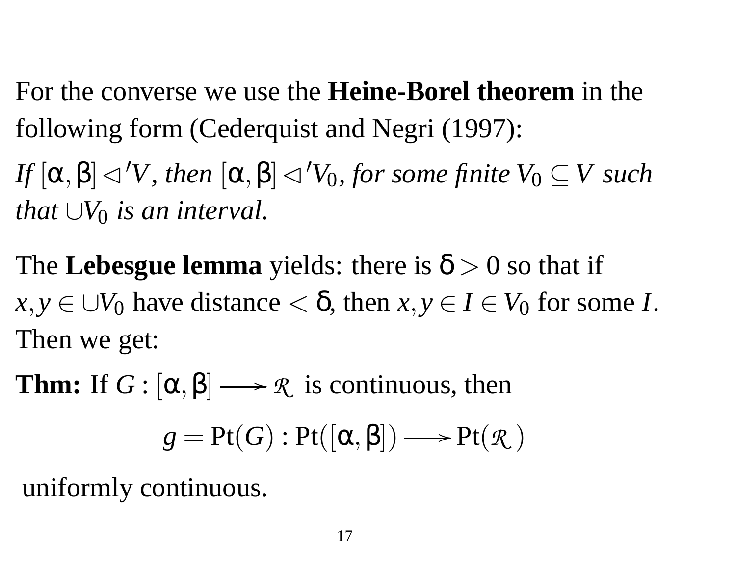For the converse we use the **Heine-Borel theorem** in the following form (Cederquist and Negri (1997):

*If* $[\alpha,\beta] \lhd' V$, *then* $[\alpha,\beta] \lhd' V_0$, *for some finite* $V_0 \subseteq V$ *such that* $\cup V_0$ *is an interval.*

The **Lebesgue lemma** yields: there is $\delta > 0$ so that if $x, y \in \cup V_0$ have distance $< \delta$, then $x, y \in I \in V_0$ for some $I$. Then we get:

**Thm:** If $G : [\alpha,\beta] \longrightarrow \mathcal{R}$ is continuous, then

$$g = \mathrm{Pt}(G) : \mathrm{Pt}([\alpha,\beta]) \longrightarrow \mathrm{Pt}(\mathcal{R})$$

uniformly continuous.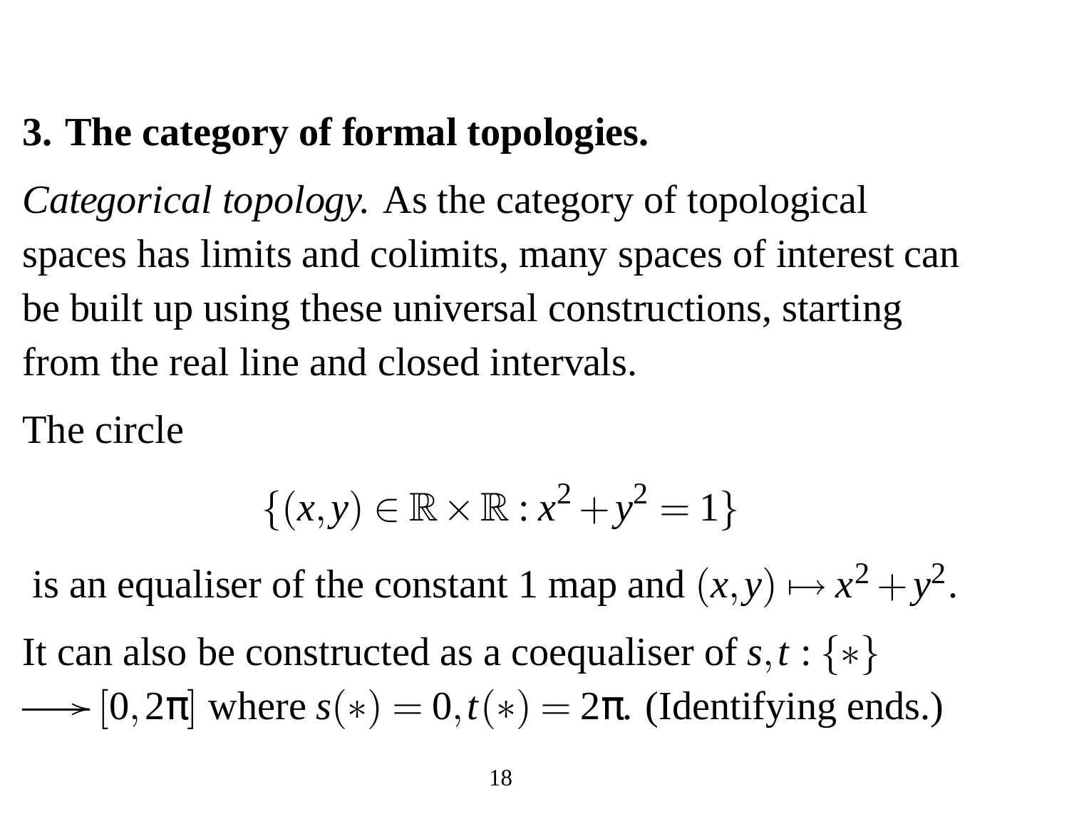## 3. The category of formal topologies.

*Categorical topology.* As the category of topological spaces has limits and colimits, many spaces of interest can be built up using these universal constructions, starting from the real line and closed intervals.

The circle

$$\{(x,y) \in \mathbb{R} \times \mathbb{R} : x^2 + y^2 = 1\}$$

is an equaliser of the constant 1 map and $(x,y) \mapsto x^2 + y^2$.

It can also be constructed as a coequaliser of $s,t : \{*\} \longrightarrow [0,2\pi]$ where $s(*) = 0, t(*) = 2\pi$. (Identifying ends.)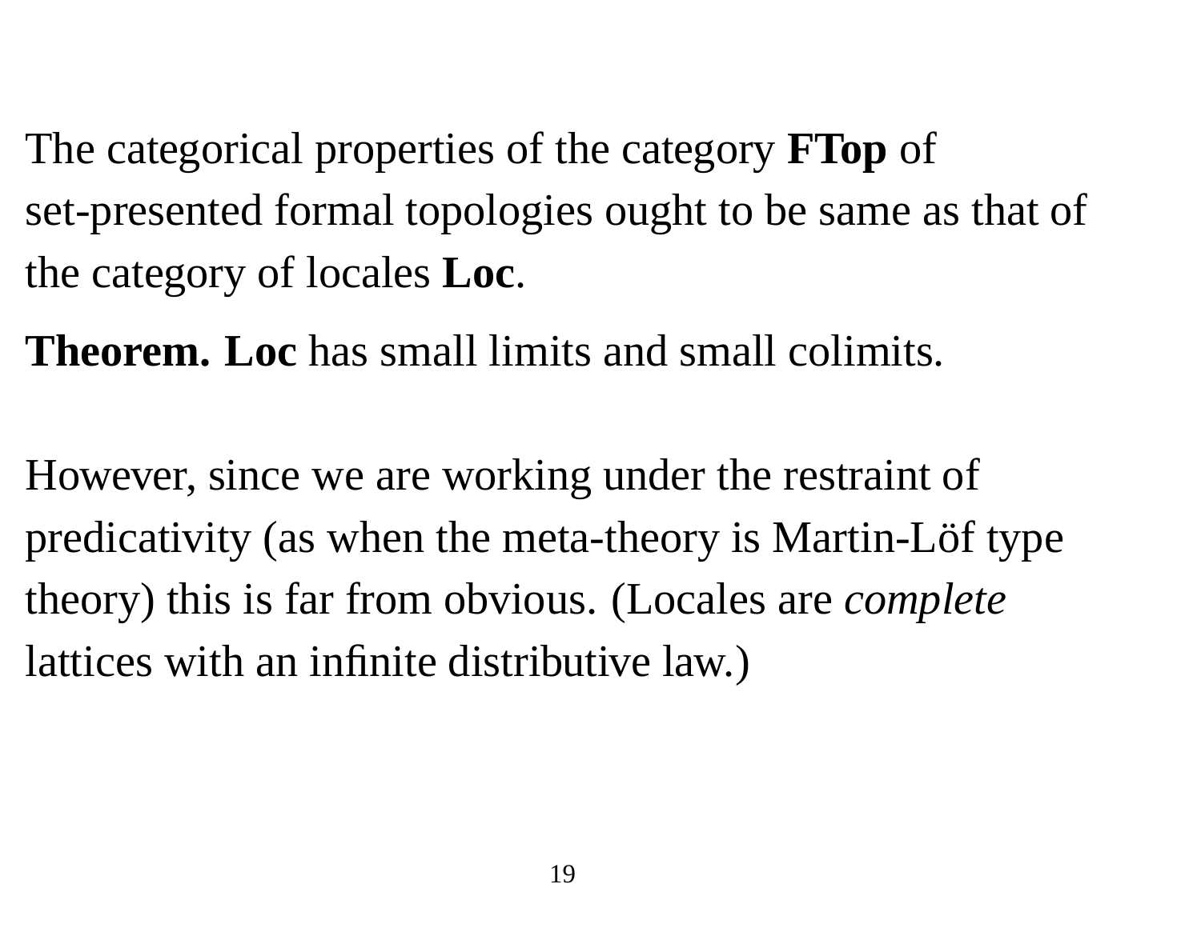The categorical properties of the category **FTop** of set-presented formal topologies ought to be same as that of the category of locales **Loc**.

**Theorem.** **Loc** has small limits and small colimits.

However, since we are working under the restraint of predicativity (as when the meta-theory is Martin-Löf type theory) this is far from obvious. (Locales are *complete* lattices with an infinite distributive law.)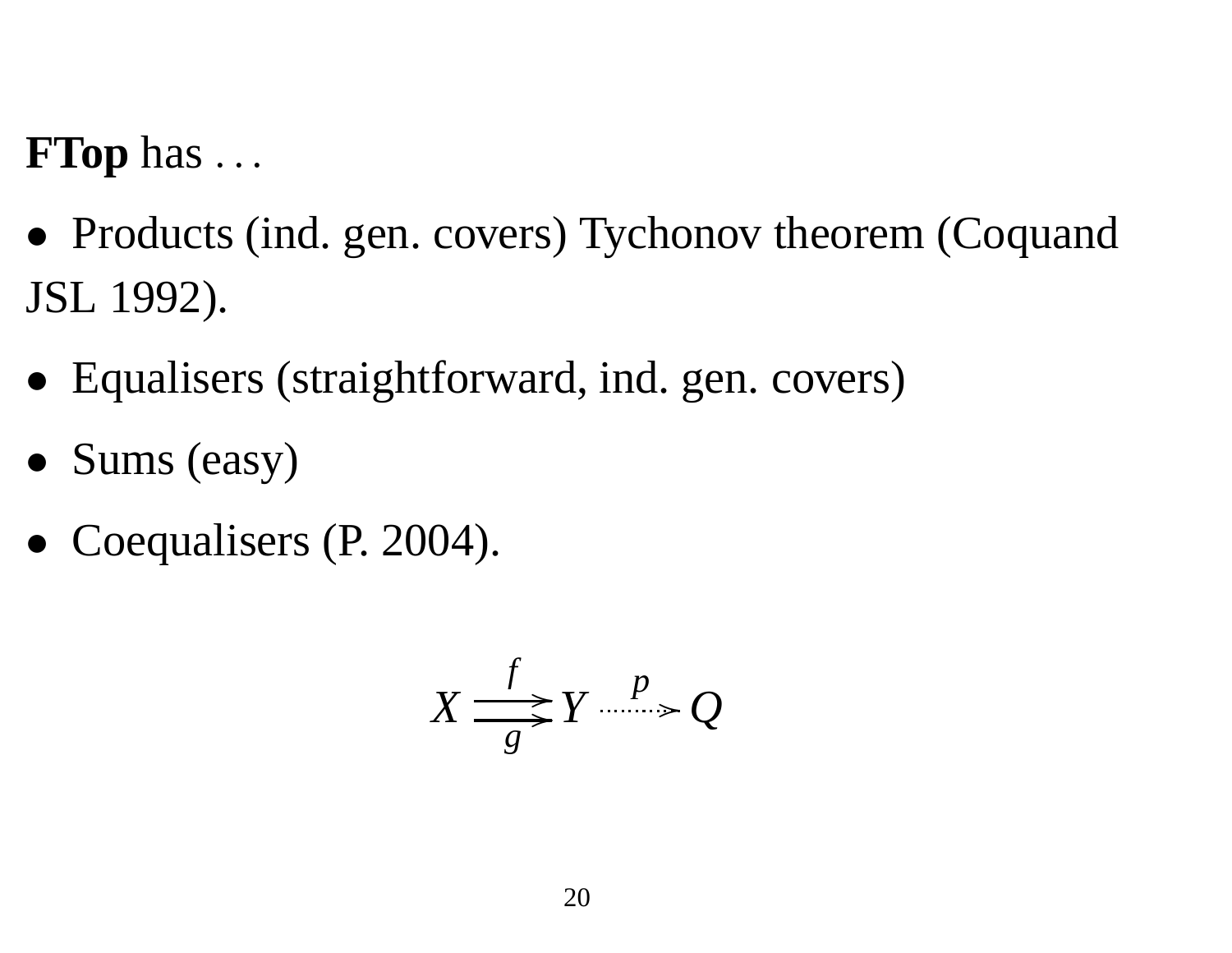**FTop** has . . .

- Products (ind. gen. covers) Tychonov theorem (Coquand JSL 1992).
- Equalisers (straightforward, ind. gen. covers)
- Sums (easy)
- Coequalisers (P. 2004).

$$X \underset{g}{\overset{f}{\rightrightarrows}} Y \overset{p}{\dashrightarrow} Q$$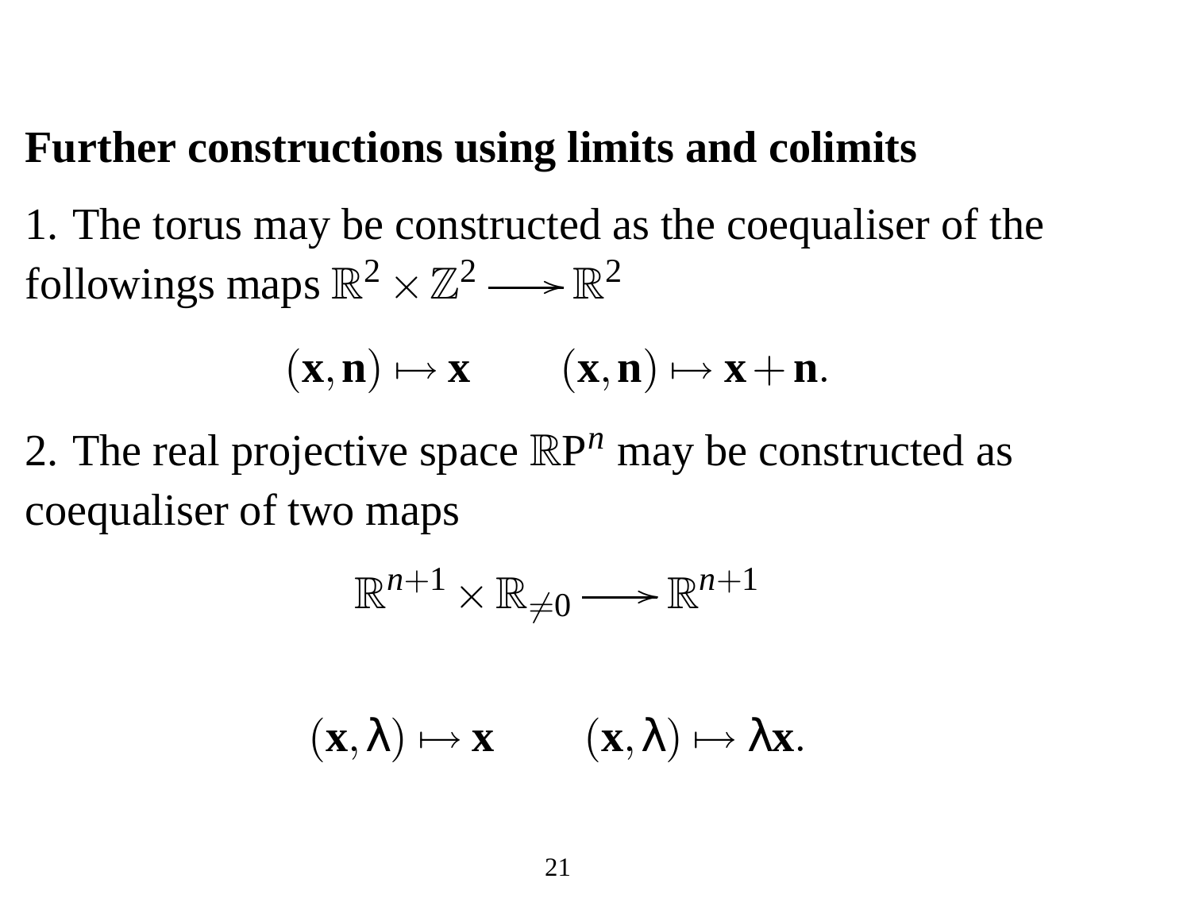## Further constructions using limits and colimits

1. The torus may be constructed as the coequaliser of the followings maps $\mathbb{R}^2 \times \mathbb{Z}^2 \longrightarrow \mathbb{R}^2$

$$(\mathbf{x}, \mathbf{n}) \mapsto \mathbf{x} \qquad (\mathbf{x}, \mathbf{n}) \mapsto \mathbf{x} + \mathbf{n}.$$

2. The real projective space $\mathbb{R}\mathrm{P}^n$ may be constructed as coequaliser of two maps

$$\mathbb{R}^{n+1} \times \mathbb{R}_{\neq 0} \longrightarrow \mathbb{R}^{n+1}$$

$$(\mathbf{x}, \lambda) \mapsto \mathbf{x} \qquad (\mathbf{x}, \lambda) \mapsto \lambda\mathbf{x}.$$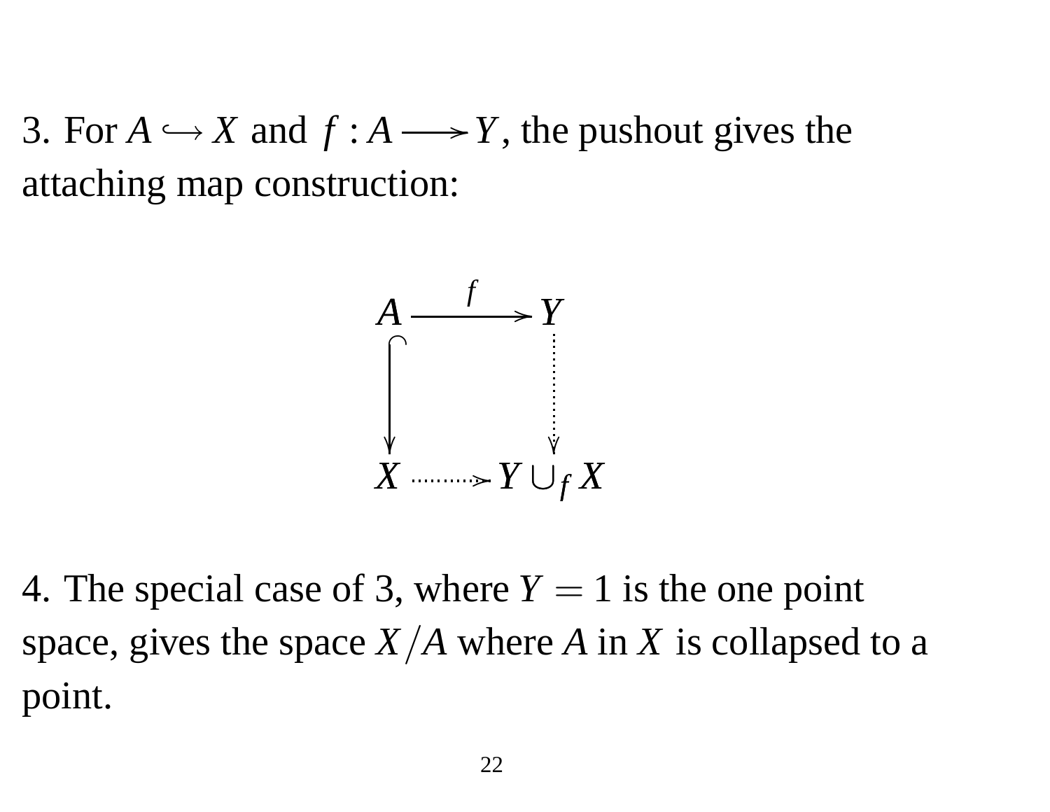3. For $A \hookrightarrow X$ and $f : A \longrightarrow Y$, the pushout gives the attaching map construction:

$$
\begin{array}{ccc}
A & \xrightarrow{f} & Y \\
\big\downarrow & & \big\downarrow \\
X & \longrightarrow & Y \cup_f X
\end{array}
$$

4. The special case of 3, where $Y = 1$ is the one point space, gives the space $X/A$ where $A$ in $X$ is collapsed to a point.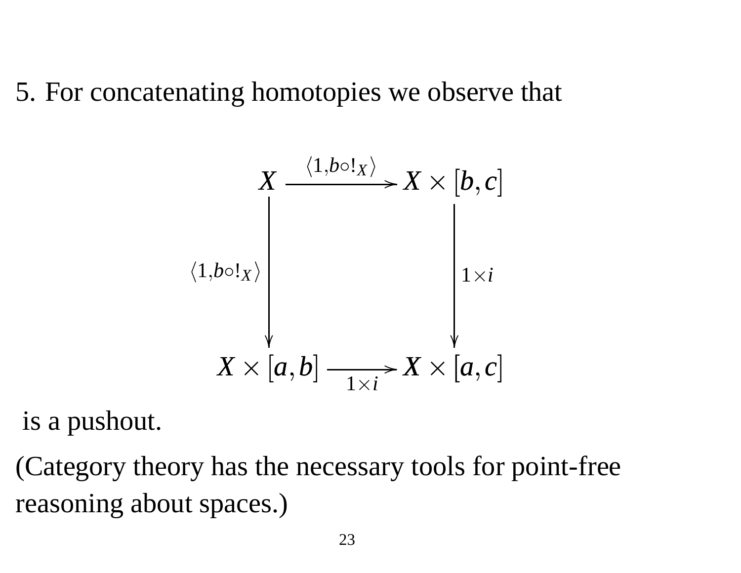5. For concatenating homotopies we observe that

$$
\begin{array}{ccc}
X & \xrightarrow{\langle 1, b \circ !_X \rangle} & X \times [b,c] \\
{\scriptstyle \langle 1, b \circ !_X \rangle}\big\downarrow & & \big\downarrow{\scriptstyle 1 \times i} \\
X \times [a,b] & \xrightarrow[1 \times i]{} & X \times [a,c]
\end{array}
$$

is a pushout.

(Category theory has the necessary tools for point-free reasoning about spaces.)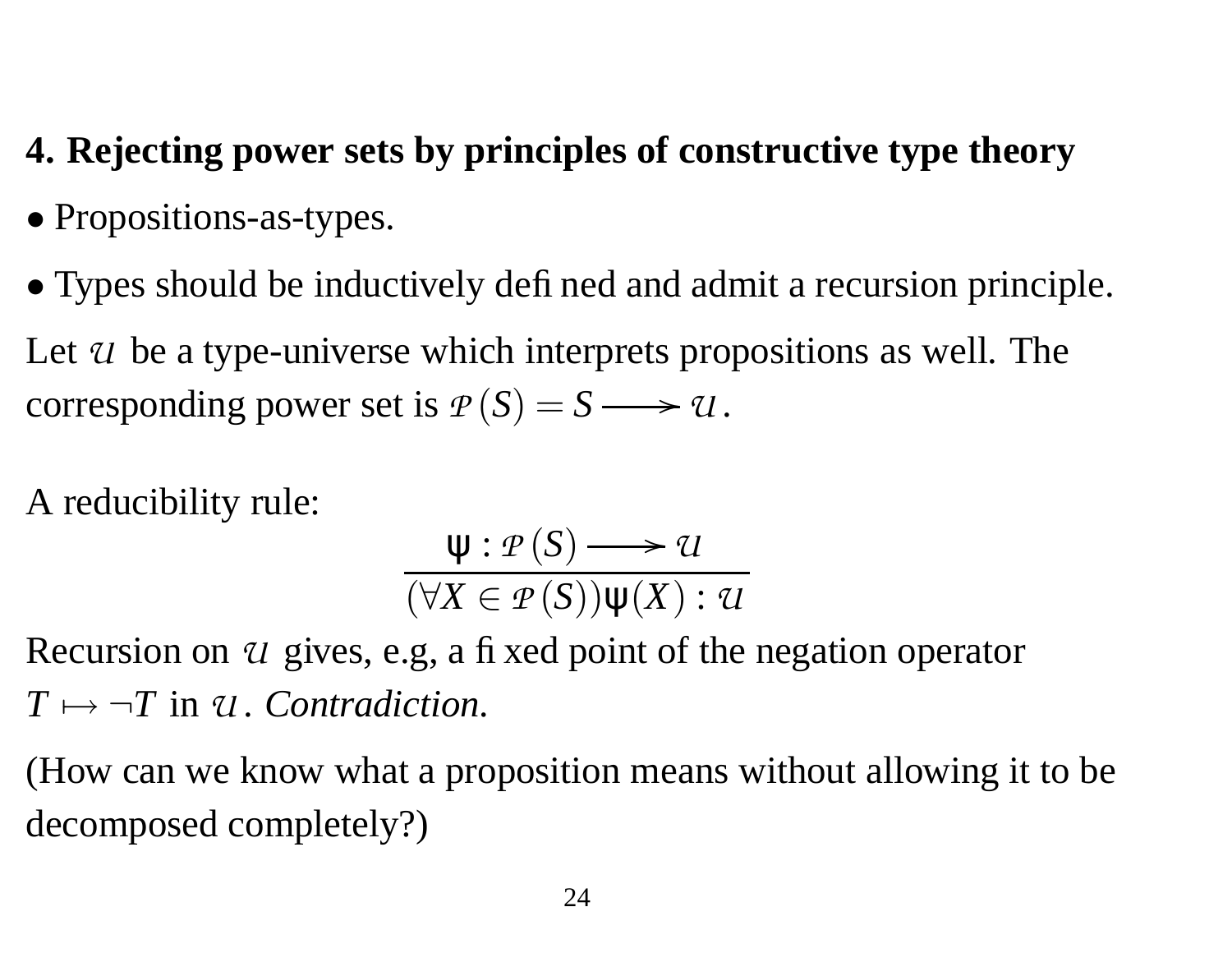## 4. Rejecting power sets by principles of constructive type theory

- Propositions-as-types.
- Types should be inductively defined and admit a recursion principle.

Let $\mathcal{U}$ be a type-universe which interprets propositions as well. The corresponding power set is $\mathcal{P}(S) = S \longrightarrow \mathcal{U}$.

A reducibility rule:

$$\frac{\psi : \mathcal{P}(S) \longrightarrow \mathcal{U}}{(\forall X \in \mathcal{P}(S))\psi(X) : \mathcal{U}}$$

Recursion on $\mathcal{U}$ gives, e.g, a fixed point of the negation operator $T \mapsto \neg T$ in $\mathcal{U}$. *Contradiction.*

(How can we know what a proposition means without allowing it to be decomposed completely?)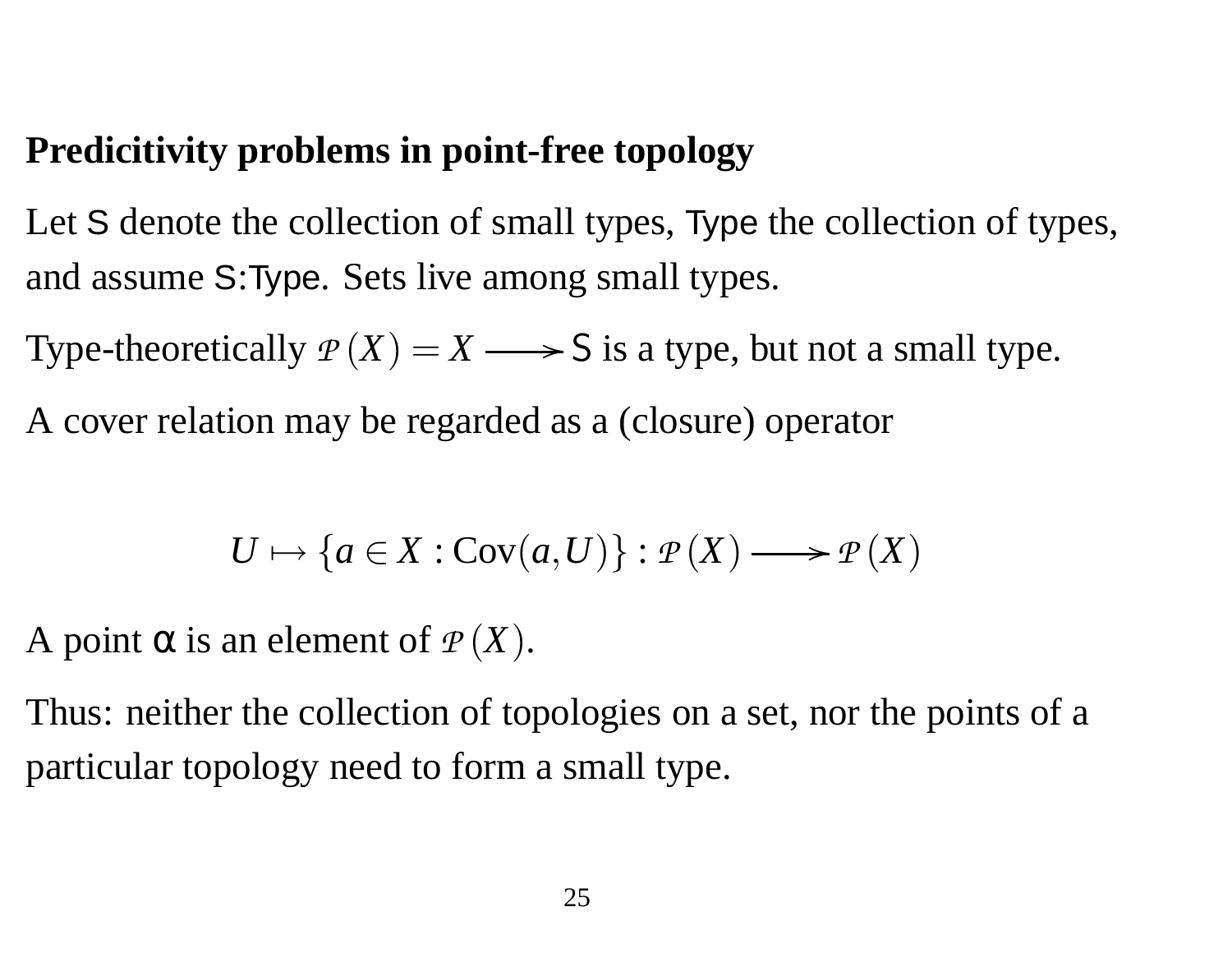**Predicitivity problems in point-free topology**

Let $\mathsf{S}$ denote the collection of small types, $\mathsf{Type}$ the collection of types, and assume $\mathsf{S}{:}\mathsf{Type}$. Sets live among small types.

Type-theoretically $\mathcal{P}(X) = X \longrightarrow \mathsf{S}$ is a type, but not a small type.

A cover relation may be regarded as a (closure) operator

$$U \mapsto \{a \in X : \mathrm{Cov}(a, U)\} : \mathcal{P}(X) \longrightarrow \mathcal{P}(X)$$

A point $\alpha$ is an element of $\mathcal{P}(X)$.

Thus: neither the collection of topologies on a set, nor the points of a particular topology need to form a small type.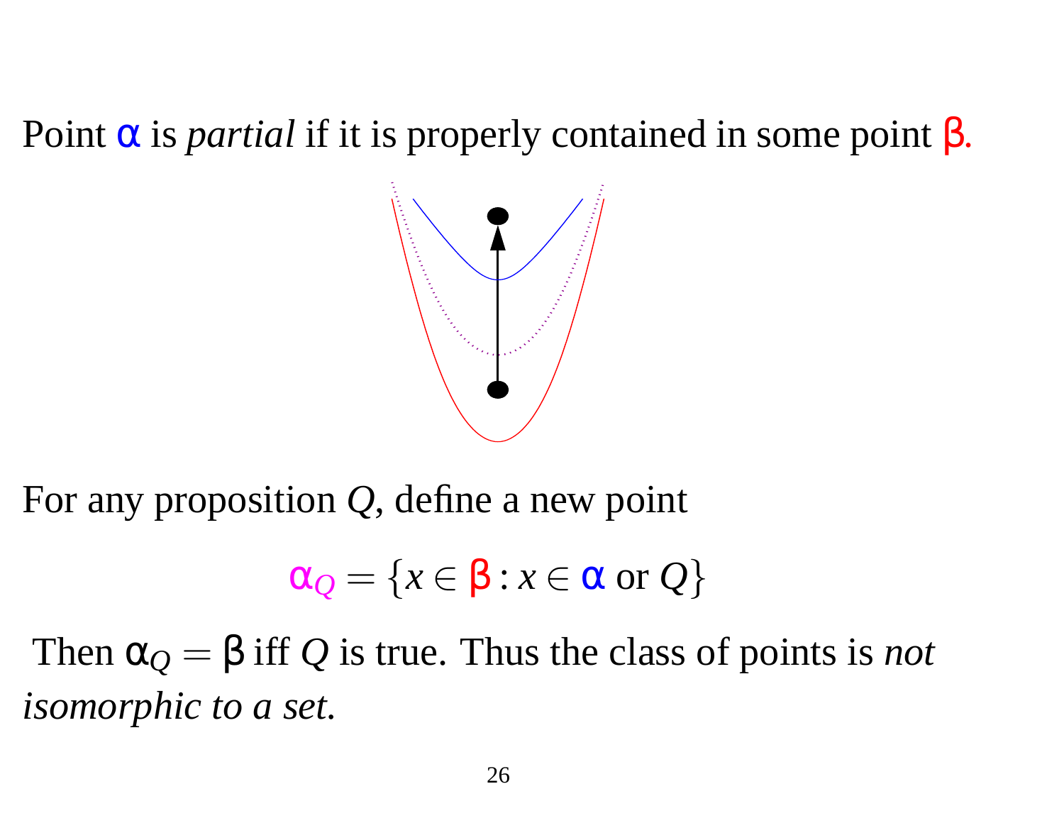Point $\alpha$ is *partial* if it is properly contained in some point $\beta$.

For any proposition $Q$, define a new point

$$\alpha_Q = \{x \in \beta : x \in \alpha \text{ or } Q\}$$

Then $\alpha_Q = \beta$ iff $Q$ is true. Thus the class of points is *not isomorphic to a set.*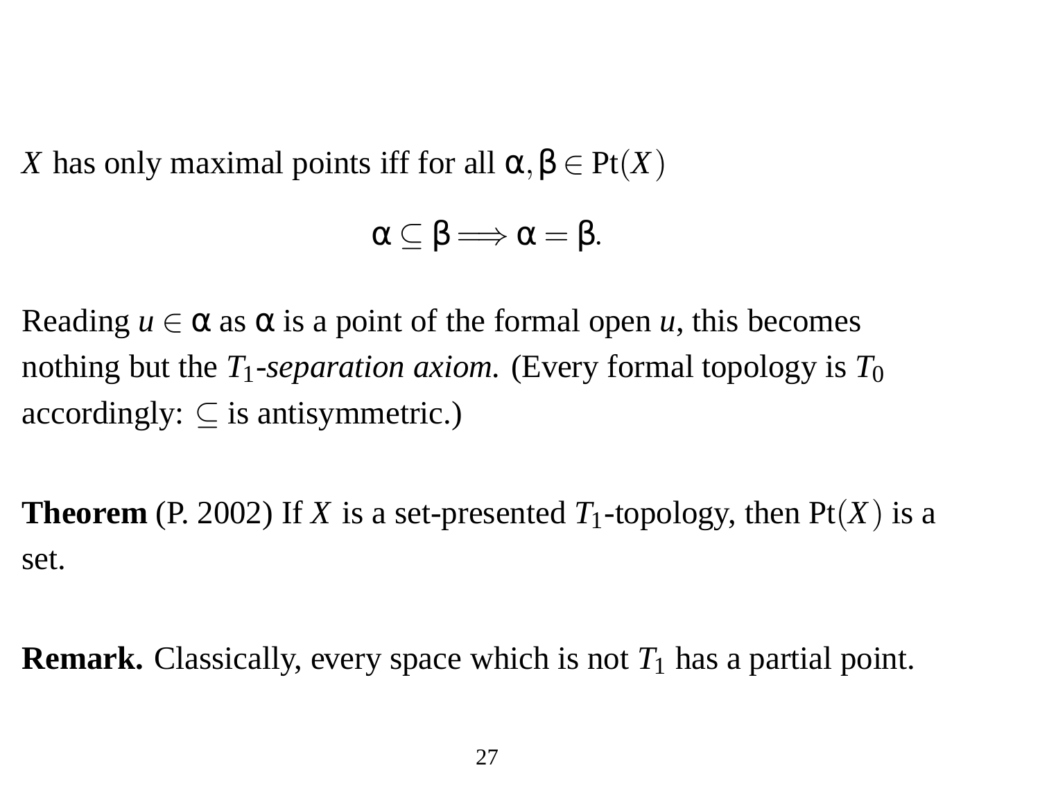$X$ has only maximal points iff for all $\alpha, \beta \in \mathrm{Pt}(X)$

$$\alpha \subseteq \beta \Longrightarrow \alpha = \beta.$$

Reading $u \in \alpha$ as $\alpha$ is a point of the formal open $u$, this becomes nothing but the $T_1$-*separation axiom.* (Every formal topology is $T_0$ accordingly: $\subseteq$ is antisymmetric.)

**Theorem** (P. 2002) If $X$ is a set-presented $T_1$-topology, then $\mathrm{Pt}(X)$ is a set.

**Remark.** Classically, every space which is not $T_1$ has a partial point.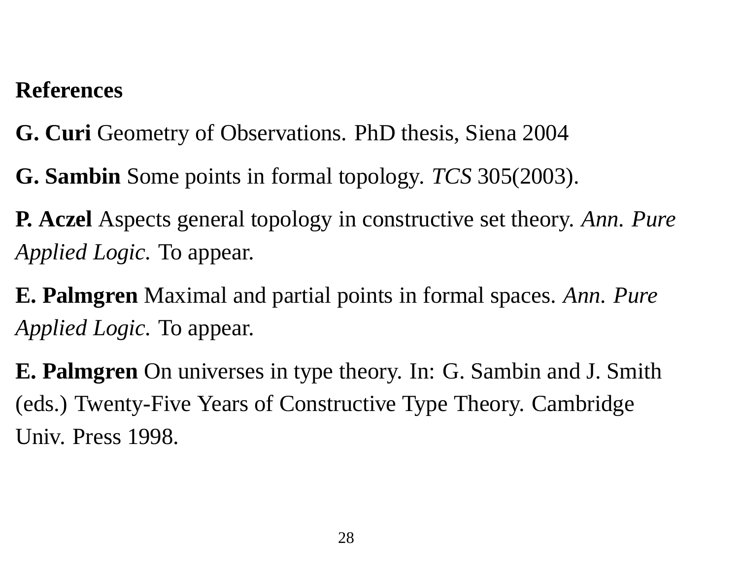**References**

**G. Curi** Geometry of Observations. PhD thesis, Siena 2004

**G. Sambin** Some points in formal topology. *TCS* 305(2003).

**P. Aczel** Aspects general topology in constructive set theory. *Ann. Pure Applied Logic.* To appear.

**E. Palmgren** Maximal and partial points in formal spaces. *Ann. Pure Applied Logic.* To appear.

**E. Palmgren** On universes in type theory. In: G. Sambin and J. Smith (eds.) Twenty-Five Years of Constructive Type Theory. Cambridge Univ. Press 1998.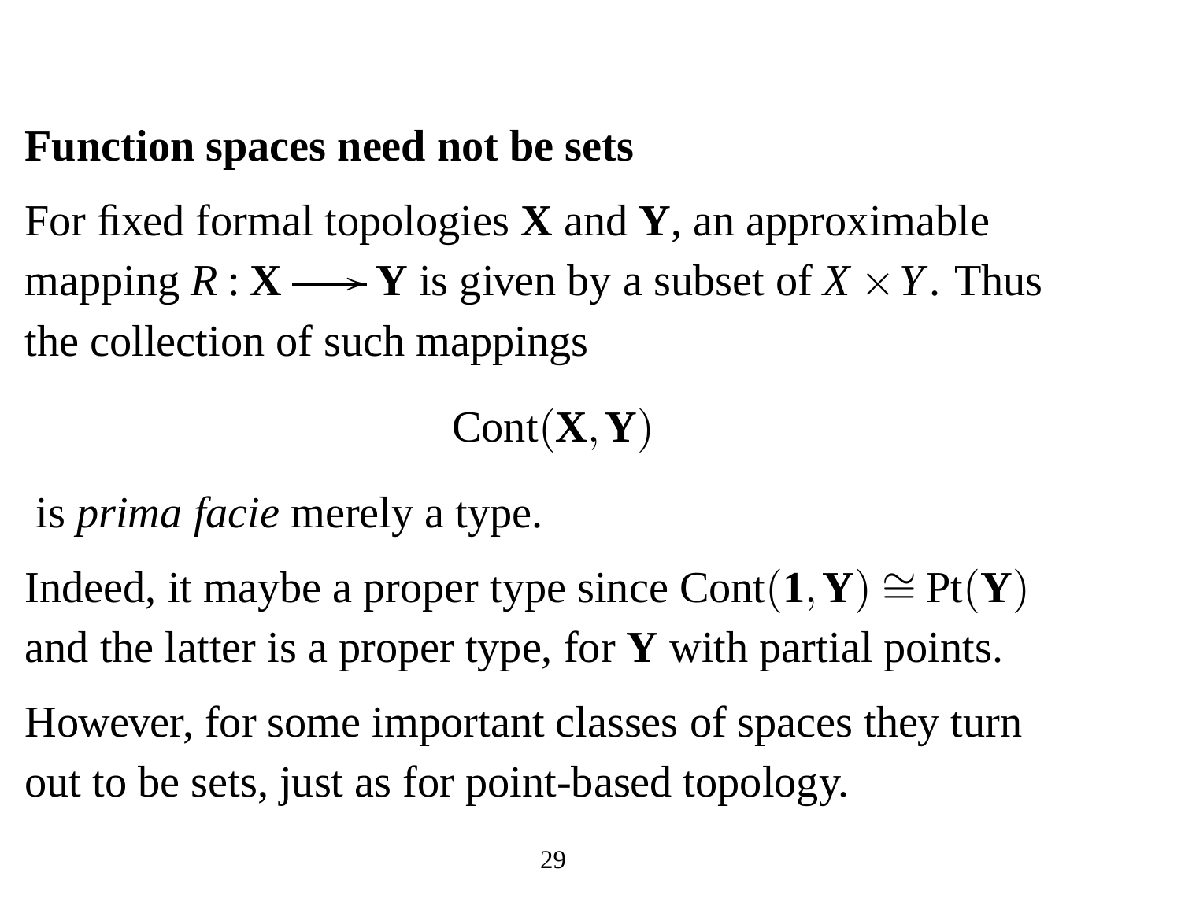## Function spaces need not be sets

For fixed formal topologies $\mathbf{X}$ and $\mathbf{Y}$, an approximable mapping $R : \mathbf{X} \longrightarrow \mathbf{Y}$ is given by a subset of $X \times Y$. Thus the collection of such mappings

$$\mathrm{Cont}(\mathbf{X}, \mathbf{Y})$$

is *prima facie* merely a type.

Indeed, it maybe a proper type since $\mathrm{Cont}(\mathbf{1}, \mathbf{Y}) \cong \mathrm{Pt}(\mathbf{Y})$ and the latter is a proper type, for $\mathbf{Y}$ with partial points.

However, for some important classes of spaces they turn out to be sets, just as for point-based topology.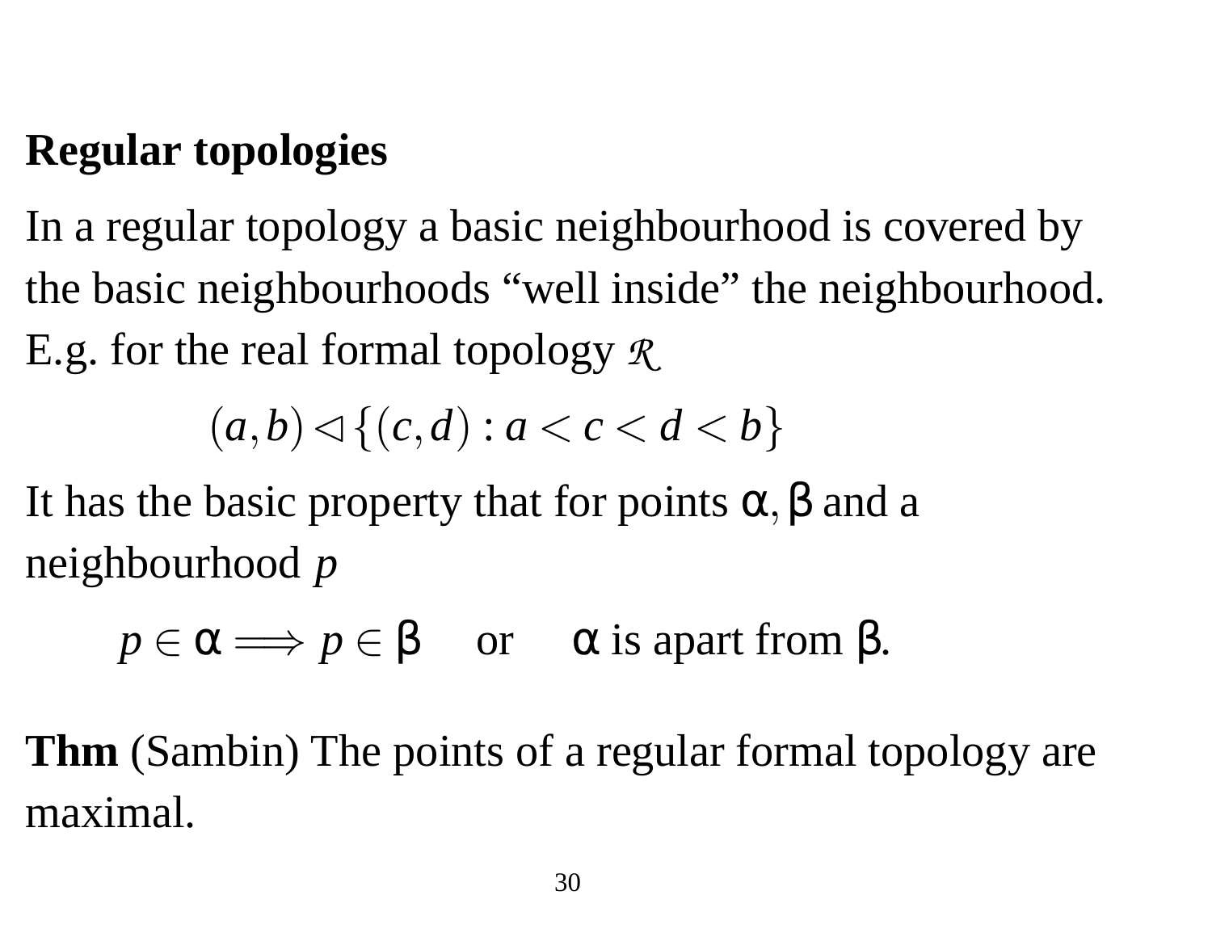**Regular topologies**

In a regular topology a basic neighbourhood is covered by the basic neighbourhoods "well inside" the neighbourhood. E.g. for the real formal topology $\mathcal{R}$

$$(a,b) \lhd \{(c,d) : a < c < d < b\}$$

It has the basic property that for points $\alpha, \beta$ and a neighbourhood $p$

$$p \in \alpha \Longrightarrow p \in \beta \quad \text{or} \quad \alpha \text{ is apart from } \beta.$$

**Thm** (Sambin) The points of a regular formal topology are maximal.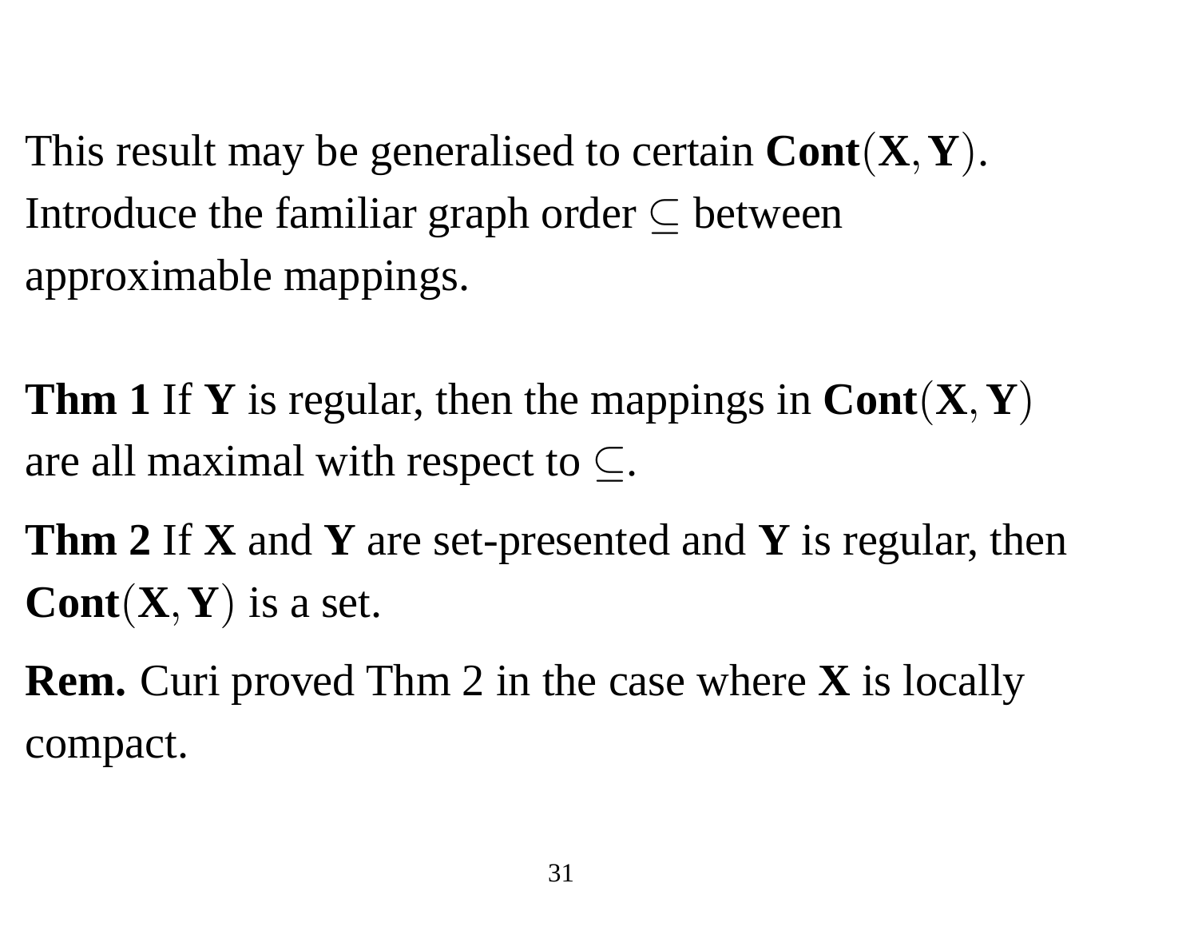This result may be generalised to certain $\mathbf{Cont}(\mathbf{X}, \mathbf{Y})$. Introduce the familiar graph order $\subseteq$ between approximable mappings.

**Thm 1** If $\mathbf{Y}$ is regular, then the mappings in $\mathbf{Cont}(\mathbf{X}, \mathbf{Y})$ are all maximal with respect to $\subseteq$.

**Thm 2** If $\mathbf{X}$ and $\mathbf{Y}$ are set-presented and $\mathbf{Y}$ is regular, then $\mathbf{Cont}(\mathbf{X}, \mathbf{Y})$ is a set.

**Rem.** Curi proved Thm 2 in the case where $\mathbf{X}$ is locally compact.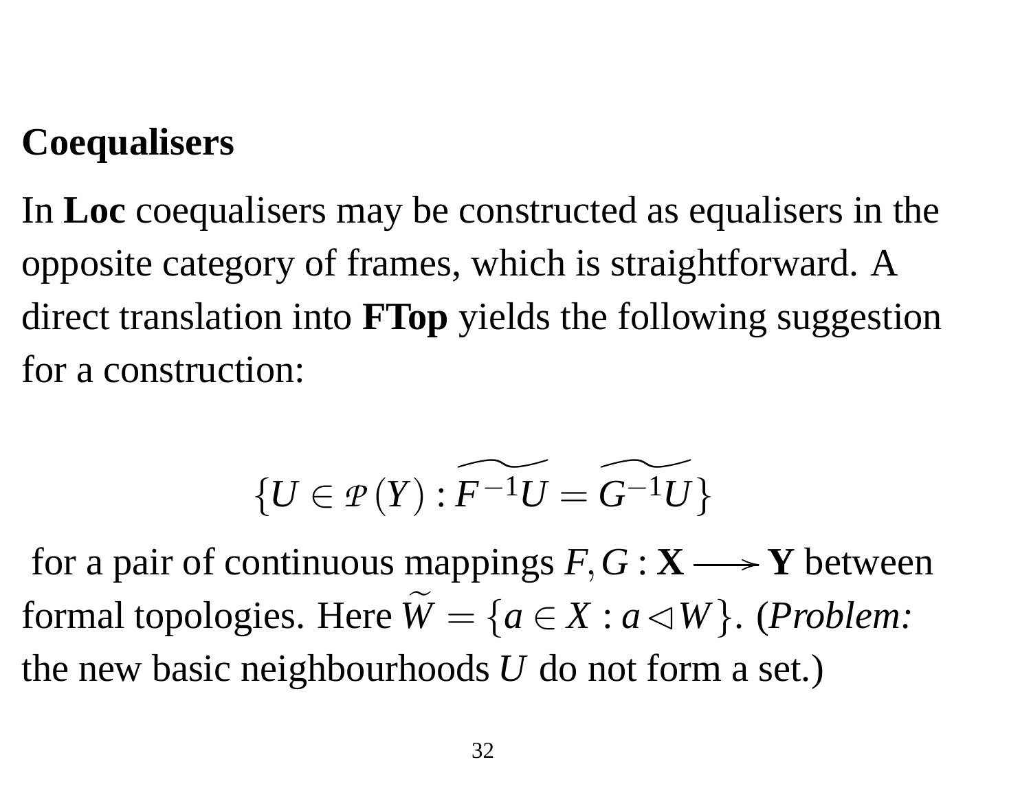## Coequalisers

In **Loc** coequalisers may be constructed as equalisers in the opposite category of frames, which is straightforward. A direct translation into **FTop** yields the following suggestion for a construction:

$$\{U \in \mathcal{P}(Y) : \widetilde{F^{-1}U} = \widetilde{G^{-1}U}\}$$

for a pair of continuous mappings $F, G : \mathbf{X} \longrightarrow \mathbf{Y}$ between formal topologies. Here $\widetilde{W} = \{a \in X : a \lhd W\}$. (*Problem:* the new basic neighbourhoods $U$ do not form a set.)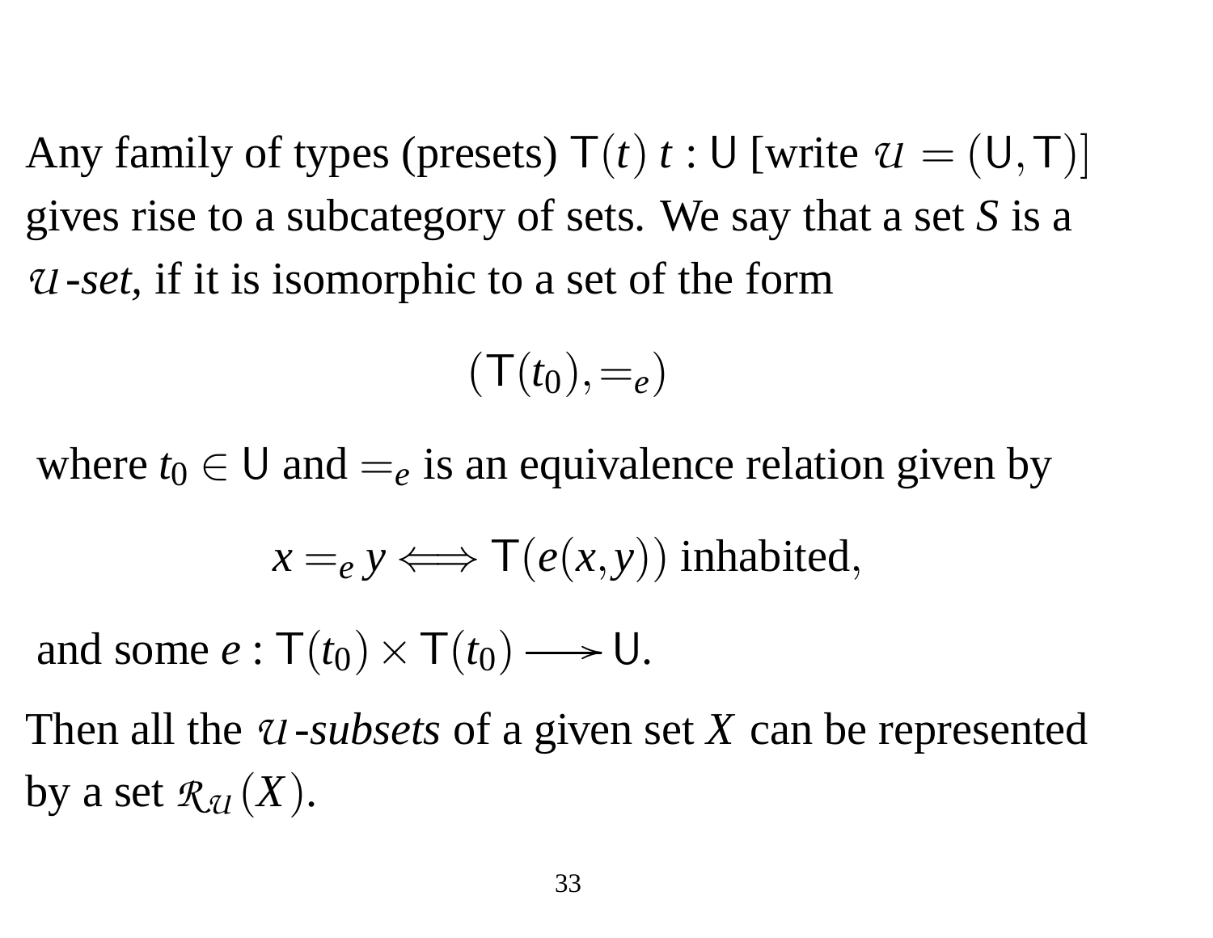Any family of types (presets) $\mathsf{T}(t)$ $t : \mathsf{U}$ [write $\mathcal{U} = (\mathsf{U}, \mathsf{T})$] gives rise to a subcategory of sets. We say that a set $S$ is a $\mathcal{U}$*-set*, if it is isomorphic to a set of the form

$$(\mathsf{T}(t_0), =_e)$$

where $t_0 \in \mathsf{U}$ and $=_e$ is an equivalence relation given by

$$x =_e y \Longleftrightarrow \mathsf{T}(e(x,y)) \text{ inhabited,}$$

and some $e : \mathsf{T}(t_0) \times \mathsf{T}(t_0) \longrightarrow \mathsf{U}$.

Then all the $\mathcal{U}$*-subsets* of a given set $X$ can be represented by a set $\mathcal{R}_{\mathcal{U}}(X)$.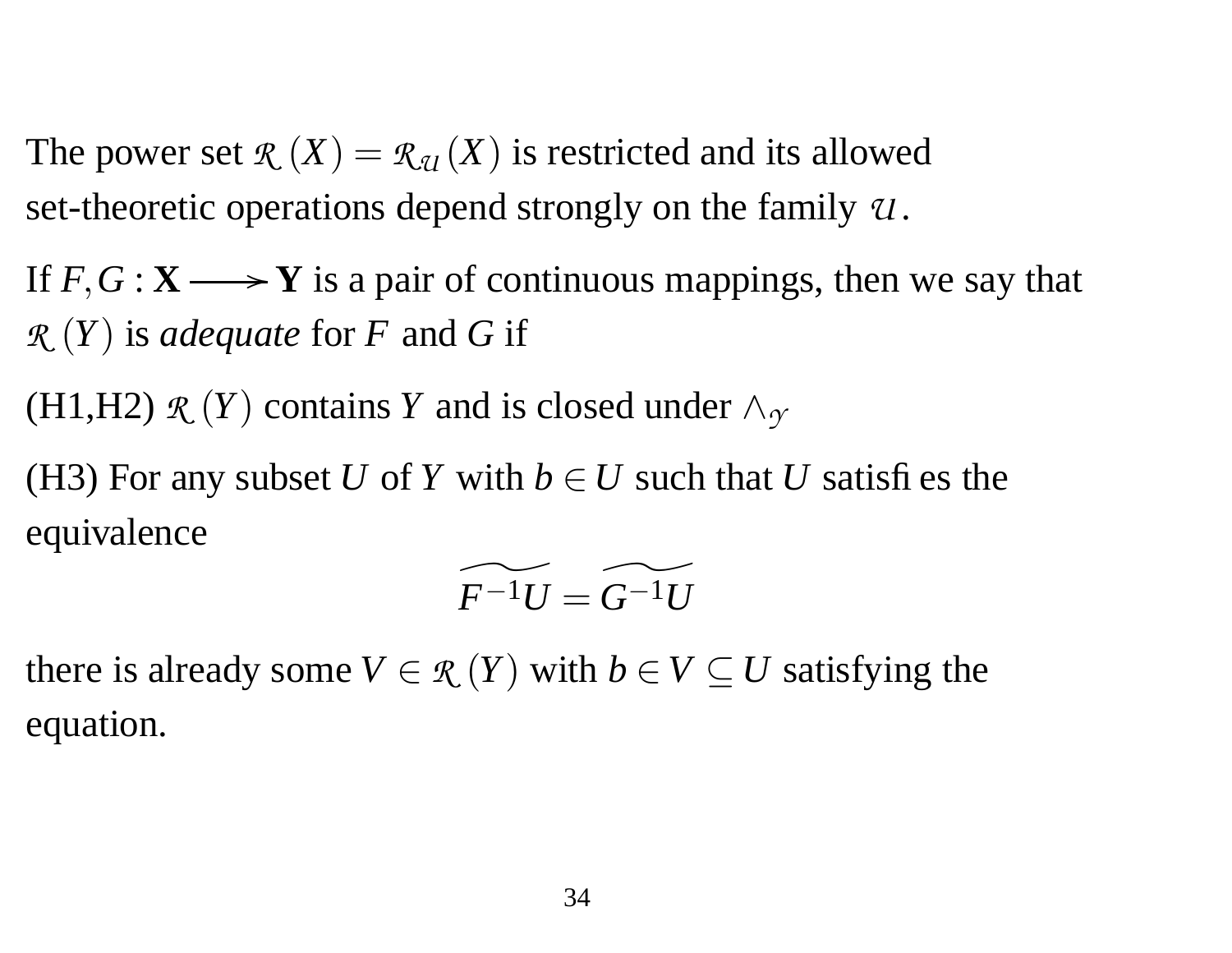The power set $\mathcal{R}(X) = \mathcal{R}_{\mathcal{U}}(X)$ is restricted and its allowed set-theoretic operations depend strongly on the family $\mathcal{U}$.

If $F, G : \mathbf{X} \longrightarrow \mathbf{Y}$ is a pair of continuous mappings, then we say that $\mathcal{R}(Y)$ is *adequate* for $F$ and $G$ if

(H1,H2) $\mathcal{R}(Y)$ contains $Y$ and is closed under $\wedge_{\mathcal{Y}}$

(H3) For any subset $U$ of $Y$ with $b \in U$ such that $U$ satisfies the equivalence

$$\widetilde{F^{-1}U} = \widetilde{G^{-1}U}$$

there is already some $V \in \mathcal{R}(Y)$ with $b \in V \subseteq U$ satisfying the equation.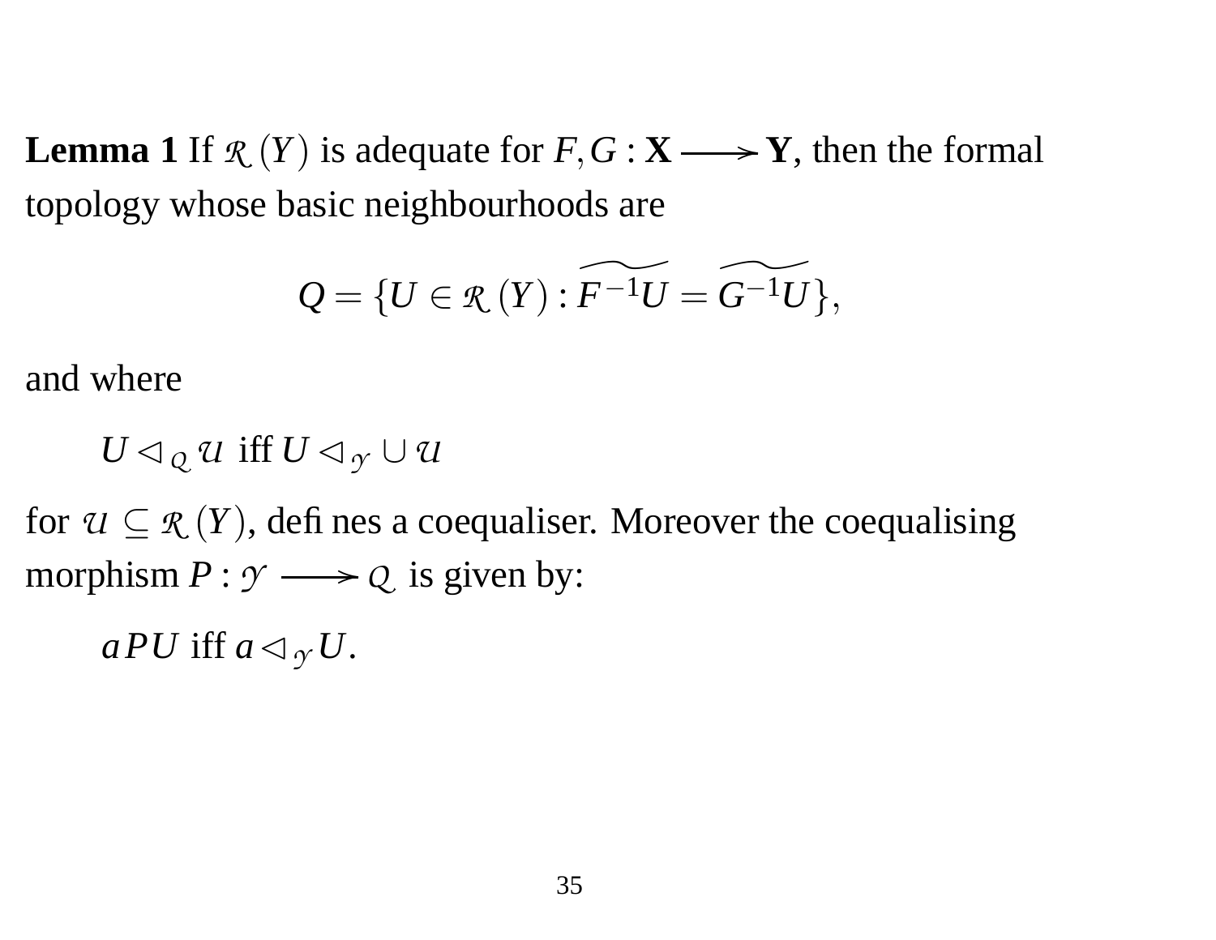**Lemma 1** If $\mathcal{R}(Y)$ is adequate for $F, G : \mathbf{X} \longrightarrow \mathbf{Y}$, then the formal topology whose basic neighbourhoods are

$$Q = \{U \in \mathcal{R}(Y) : \widetilde{F^{-1}U} = \widetilde{G^{-1}U}\},$$

and where

$U \lhd_{\mathcal{Q}} \mathcal{U}$ iff $U \lhd_{\mathcal{Y}} \cup \mathcal{U}$

for $\mathcal{U} \subseteq \mathcal{R}(Y)$, defines a coequaliser. Moreover the coequalising morphism $P : \mathcal{Y} \longrightarrow \mathcal{Q}$ is given by:

$aPU$ iff $a \lhd_{\mathcal{Y}} U$.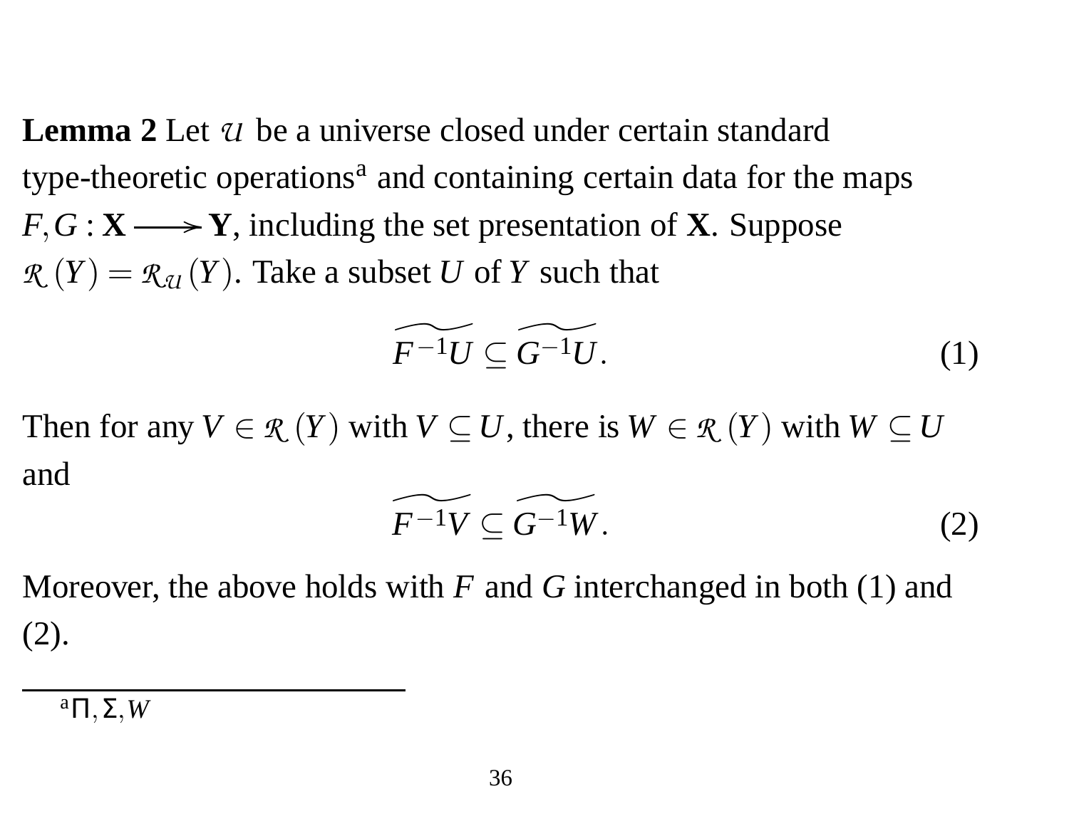**Lemma 2** Let $\mathcal{U}$ be a universe closed under certain standard type-theoretic operations[a] and containing certain data for the maps $F, G : \mathbf{X} \longrightarrow \mathbf{Y}$, including the set presentation of $\mathbf{X}$. Suppose $\mathcal{R}(Y) = \mathcal{R}_{\mathcal{U}}(Y)$. Take a subset $U$ of $Y$ such that

$$\widetilde{F^{-1}U} \subseteq \widetilde{G^{-1}U}. \tag{1}$$

Then for any $V \in \mathcal{R}(Y)$ with $V \subseteq U$, there is $W \in \mathcal{R}(Y)$ with $W \subseteq U$ and

$$\widetilde{F^{-1}V} \subseteq \widetilde{G^{-1}W}. \tag{2}$$

Moreover, the above holds with $F$ and $G$ interchanged in both (1) and (2).

---

[a] $\Pi, \Sigma, W$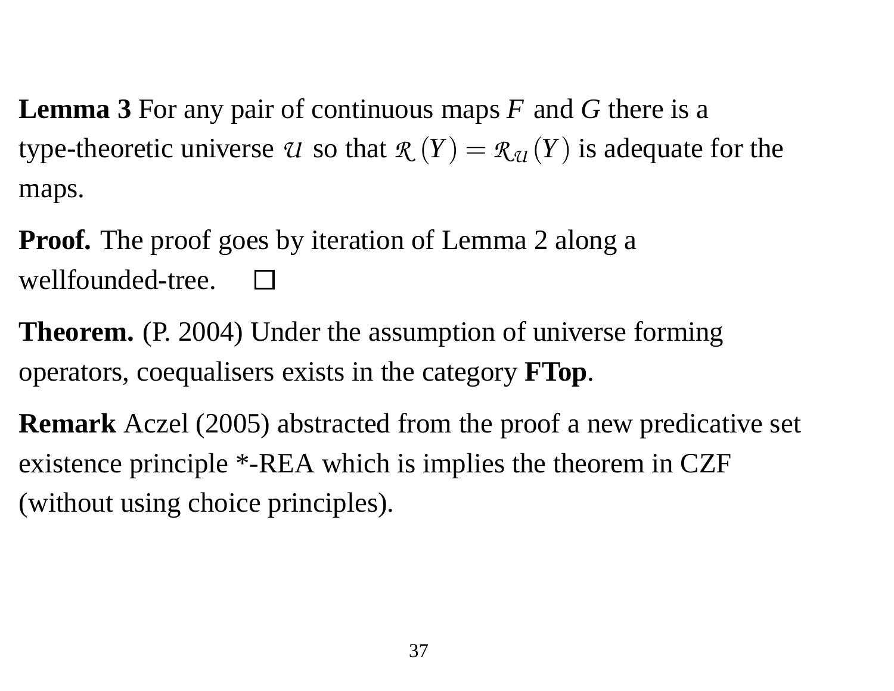**Lemma 3** For any pair of continuous maps $F$ and $G$ there is a type-theoretic universe $\mathcal{U}$ so that $\mathcal{R}(Y) = \mathcal{R}_{\mathcal{U}}(Y)$ is adequate for the maps.

**Proof.** The proof goes by iteration of Lemma 2 along a wellfounded-tree. □

**Theorem.** (P. 2004) Under the assumption of universe forming operators, coequalisers exists in the category **FTop**.

**Remark** Aczel (2005) abstracted from the proof a new predicative set existence principle *-REA which is implies the theorem in CZF (without using choice principles).